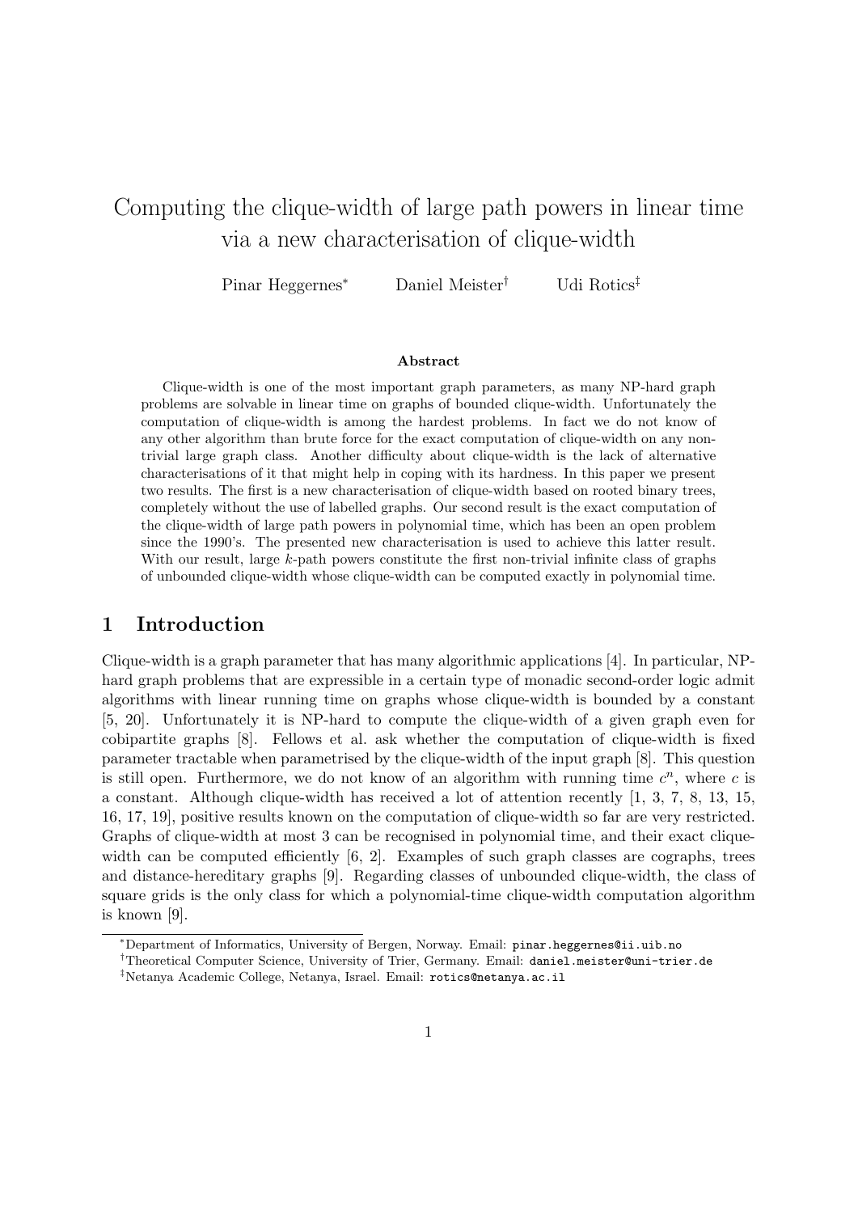# Computing the clique-width of large path powers in linear time via a new characterisation of clique-width

Pinar Heggernes[*] Daniel Meister[†] Udi Rotics[‡]

### Abstract

Clique-width is one of the most important graph parameters, as many NP-hard graph problems are solvable in linear time on graphs of bounded clique-width. Unfortunately the computation of clique-width is among the hardest problems. In fact we do not know of any other algorithm than brute force for the exact computation of clique-width on any non-trivial large graph class. Another difficulty about clique-width is the lack of alternative characterisations of it that might help in coping with its hardness. In this paper we present two results. The first is a new characterisation of clique-width based on rooted binary trees, completely without the use of labelled graphs. Our second result is the exact computation of the clique-width of large path powers in polynomial time, which has been an open problem since the 1990's. The presented new characterisation is used to achieve this latter result. With our result, large $k$-path powers constitute the first non-trivial infinite class of graphs of unbounded clique-width whose clique-width can be computed exactly in polynomial time.

## 1 Introduction

Clique-width is a graph parameter that has many algorithmic applications [4]. In particular, NP-hard graph problems that are expressible in a certain type of monadic second-order logic admit algorithms with linear running time on graphs whose clique-width is bounded by a constant [5, 20]. Unfortunately it is NP-hard to compute the clique-width of a given graph even for cobipartite graphs [8]. Fellows et al. ask whether the computation of clique-width is fixed parameter tractable when parametrised by the clique-width of the input graph [8]. This question is still open. Furthermore, we do not know of an algorithm with running time $c^n$, where $c$ is a constant. Although clique-width has received a lot of attention recently [1, 3, 7, 8, 13, 15, 16, 17, 19], positive results known on the computation of clique-width so far are very restricted. Graphs of clique-width at most 3 can be recognised in polynomial time, and their exact clique-width can be computed efficiently [6, 2]. Examples of such graph classes are cographs, trees and distance-hereditary graphs [9]. Regarding classes of unbounded clique-width, the class of square grids is the only class for which a polynomial-time clique-width computation algorithm is known [9].

[*]Department of Informatics, University of Bergen, Norway. Email: pinar.heggernes@ii.uib.no

[†]Theoretical Computer Science, University of Trier, Germany. Email: daniel.meister@uni-trier.de

[‡]Netanya Academic College, Netanya, Israel. Email: rotics@netanya.ac.il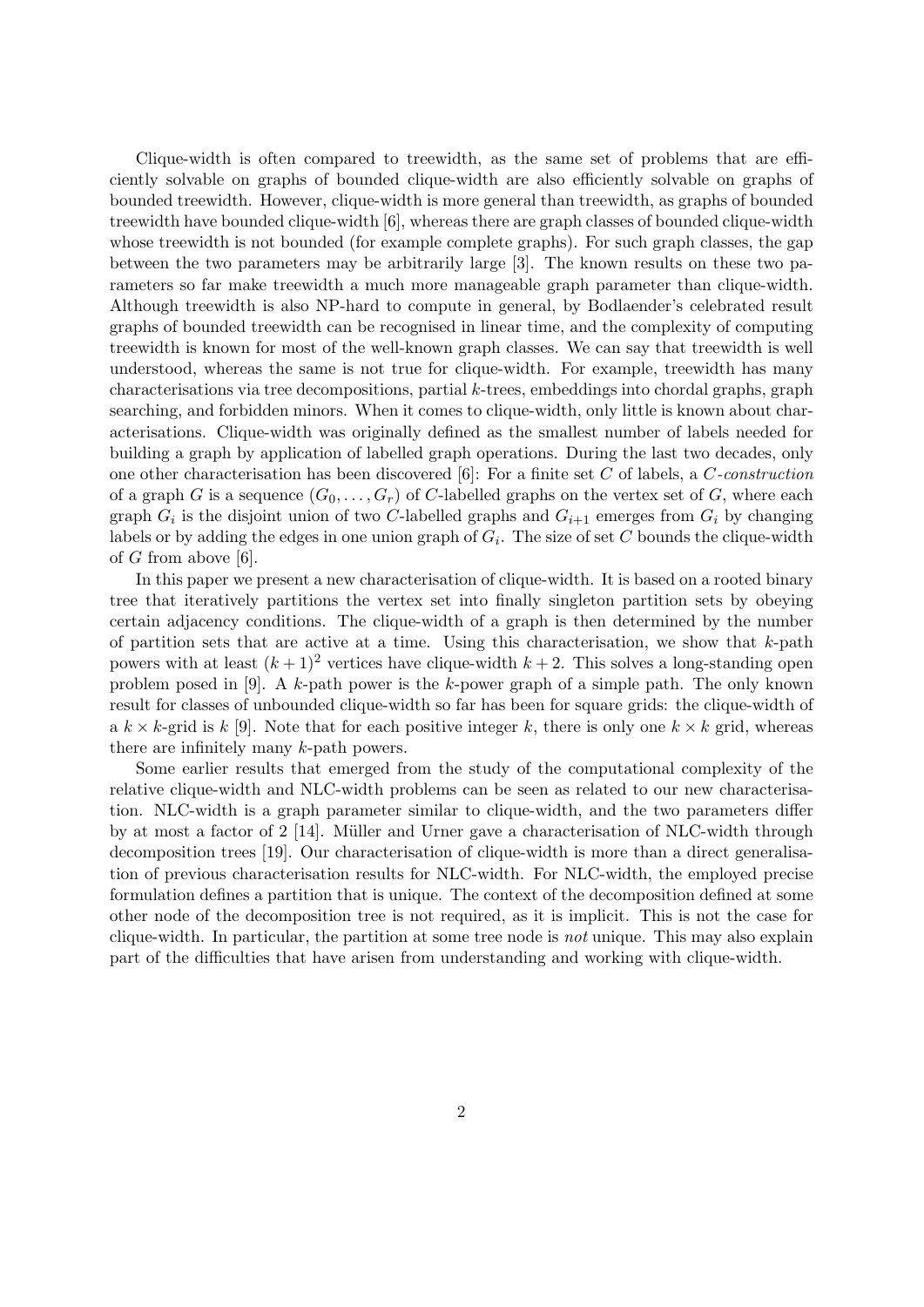Clique-width is often compared to treewidth, as the same set of problems that are efficiently solvable on graphs of bounded clique-width are also efficiently solvable on graphs of bounded treewidth. However, clique-width is more general than treewidth, as graphs of bounded treewidth have bounded clique-width [6], whereas there are graph classes of bounded clique-width whose treewidth is not bounded (for example complete graphs). For such graph classes, the gap between the two parameters may be arbitrarily large [3]. The known results on these two parameters so far make treewidth a much more manageable graph parameter than clique-width. Although treewidth is also NP-hard to compute in general, by Bodlaender's celebrated result graphs of bounded treewidth can be recognised in linear time, and the complexity of computing treewidth is known for most of the well-known graph classes. We can say that treewidth is well understood, whereas the same is not true for clique-width. For example, treewidth has many characterisations via tree decompositions, partial $k$-trees, embeddings into chordal graphs, graph searching, and forbidden minors. When it comes to clique-width, only little is known about characterisations. Clique-width was originally defined as the smallest number of labels needed for building a graph by application of labelled graph operations. During the last two decades, only one other characterisation has been discovered [6]: For a finite set $C$ of labels, a *$C$-construction* of a graph $G$ is a sequence $(G_0, \ldots, G_r)$ of $C$-labelled graphs on the vertex set of $G$, where each graph $G_i$ is the disjoint union of two $C$-labelled graphs and $G_{i+1}$ emerges from $G_i$ by changing labels or by adding the edges in one union graph of $G_i$. The size of set $C$ bounds the clique-width of $G$ from above [6].

In this paper we present a new characterisation of clique-width. It is based on a rooted binary tree that iteratively partitions the vertex set into finally singleton partition sets by obeying certain adjacency conditions. The clique-width of a graph is then determined by the number of partition sets that are active at a time. Using this characterisation, we show that $k$-path powers with at least $(k+1)^2$ vertices have clique-width $k+2$. This solves a long-standing open problem posed in [9]. A $k$-path power is the $k$-power graph of a simple path. The only known result for classes of unbounded clique-width so far has been for square grids: the clique-width of a $k \times k$-grid is $k$ [9]. Note that for each positive integer $k$, there is only one $k \times k$ grid, whereas there are infinitely many $k$-path powers.

Some earlier results that emerged from the study of the computational complexity of the relative clique-width and NLC-width problems can be seen as related to our new characterisation. NLC-width is a graph parameter similar to clique-width, and the two parameters differ by at most a factor of 2 [14]. Müller and Urner gave a characterisation of NLC-width through decomposition trees [19]. Our characterisation of clique-width is more than a direct generalisation of previous characterisation results for NLC-width. For NLC-width, the employed precise formulation defines a partition that is unique. The context of the decomposition defined at some other node of the decomposition tree is not required, as it is implicit. This is not the case for clique-width. In particular, the partition at some tree node is *not* unique. This may also explain part of the difficulties that have arisen from understanding and working with clique-width.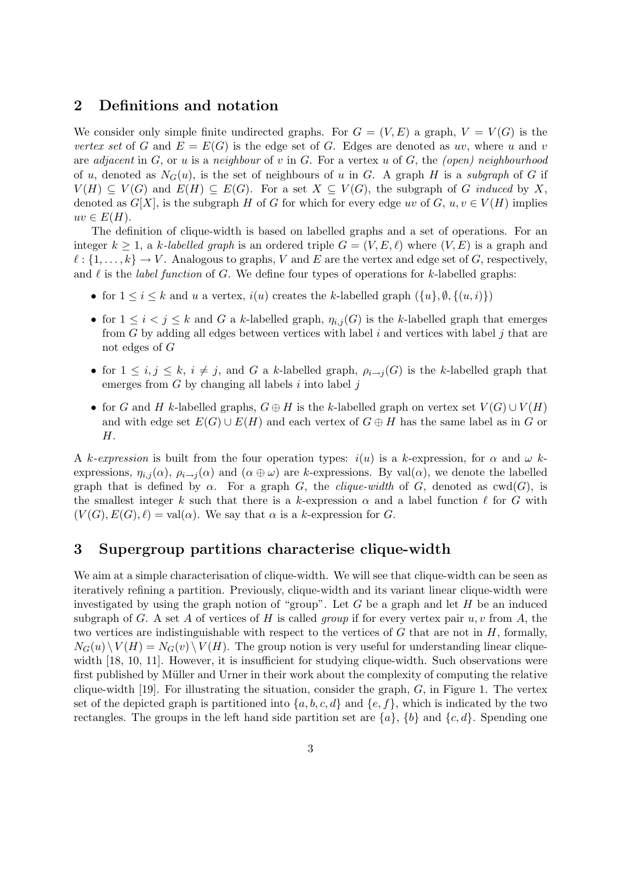## 2 Definitions and notation

We consider only simple finite undirected graphs. For $G = (V, E)$ a graph, $V = V(G)$ is the *vertex set* of $G$ and $E = E(G)$ is the edge set of $G$. Edges are denoted as $uv$, where $u$ and $v$ are *adjacent* in $G$, or $u$ is a *neighbour* of $v$ in $G$. For a vertex $u$ of $G$, the *(open) neighbourhood* of $u$, denoted as $N_G(u)$, is the set of neighbours of $u$ in $G$. A graph $H$ is a *subgraph* of $G$ if $V(H) \subseteq V(G)$ and $E(H) \subseteq E(G)$. For a set $X \subseteq V(G)$, the subgraph of $G$ *induced* by $X$, denoted as $G[X]$, is the subgraph $H$ of $G$ for which for every edge $uv$ of $G$, $u, v \in V(H)$ implies $uv \in E(H)$.

The definition of clique-width is based on labelled graphs and a set of operations. For an integer $k \geq 1$, a *k-labelled graph* is an ordered triple $G = (V, E, \ell)$ where $(V, E)$ is a graph and $\ell : \{1, \ldots, k\} \to V$. Analogous to graphs, $V$ and $E$ are the vertex and edge set of $G$, respectively, and $\ell$ is the *label function* of $G$. We define four types of operations for $k$-labelled graphs:

- for $1 \leq i \leq k$ and $u$ a vertex, $i(u)$ creates the $k$-labelled graph $(\{u\}, \emptyset, \{(u, i)\})$
- for $1 \leq i < j \leq k$ and $G$ a $k$-labelled graph, $\eta_{i,j}(G)$ is the $k$-labelled graph that emerges from $G$ by adding all edges between vertices with label $i$ and vertices with label $j$ that are not edges of $G$
- for $1 \leq i, j \leq k$, $i \neq j$, and $G$ a $k$-labelled graph, $\rho_{i \to j}(G)$ is the $k$-labelled graph that emerges from $G$ by changing all labels $i$ into label $j$
- for $G$ and $H$ $k$-labelled graphs, $G \oplus H$ is the $k$-labelled graph on vertex set $V(G) \cup V(H)$ and with edge set $E(G) \cup E(H)$ and each vertex of $G \oplus H$ has the same label as in $G$ or $H$.

A *k-expression* is built from the four operation types: $i(u)$ is a $k$-expression, for $\alpha$ and $\omega$ $k$-expressions, $\eta_{i,j}(\alpha)$, $\rho_{i \to j}(\alpha)$ and $(\alpha \oplus \omega)$ are $k$-expressions. By $\text{val}(\alpha)$, we denote the labelled graph that is defined by $\alpha$. For a graph $G$, the *clique-width* of $G$, denoted as $\text{cwd}(G)$, is the smallest integer $k$ such that there is a $k$-expression $\alpha$ and a label function $\ell$ for $G$ with $(V(G), E(G), \ell) = \text{val}(\alpha)$. We say that $\alpha$ is a $k$-expression for $G$.

## 3 Supergroup partitions characterise clique-width

We aim at a simple characterisation of clique-width. We will see that clique-width can be seen as iteratively refining a partition. Previously, clique-width and its variant linear clique-width were investigated by using the graph notion of "group". Let $G$ be a graph and let $H$ be an induced subgraph of $G$. A set $A$ of vertices of $H$ is called *group* if for every vertex pair $u, v$ from $A$, the two vertices are indistinguishable with respect to the vertices of $G$ that are not in $H$, formally, $N_G(u) \setminus V(H) = N_G(v) \setminus V(H)$. The group notion is very useful for understanding linear clique-width [18, 10, 11]. However, it is insufficient for studying clique-width. Such observations were first published by Müller and Urner in their work about the complexity of computing the relative clique-width [19]. For illustrating the situation, consider the graph, $G$, in Figure 1. The vertex set of the depicted graph is partitioned into $\{a, b, c, d\}$ and $\{e, f\}$, which is indicated by the two rectangles. The groups in the left hand side partition set are $\{a\}$, $\{b\}$ and $\{c, d\}$. Spending one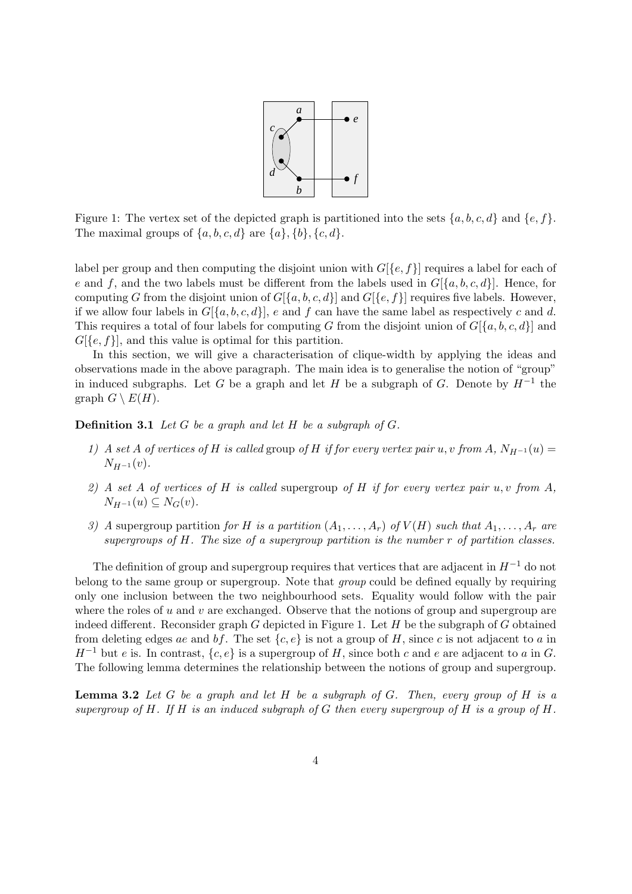Figure 1: The vertex set of the depicted graph is partitioned into the sets $\{a, b, c, d\}$ and $\{e, f\}$. The maximal groups of $\{a, b, c, d\}$ are $\{a\}, \{b\}, \{c, d\}$.

label per group and then computing the disjoint union with $G[\{e, f\}]$ requires a label for each of $e$ and $f$, and the two labels must be different from the labels used in $G[\{a, b, c, d\}]$. Hence, for computing $G$ from the disjoint union of $G[\{a, b, c, d\}]$ and $G[\{e, f\}]$ requires five labels. However, if we allow four labels in $G[\{a, b, c, d\}]$, $e$ and $f$ can have the same label as respectively $c$ and $d$. This requires a total of four labels for computing $G$ from the disjoint union of $G[\{a, b, c, d\}]$ and $G[\{e, f\}]$, and this value is optimal for this partition.

In this section, we will give a characterisation of clique-width by applying the ideas and observations made in the above paragraph. The main idea is to generalise the notion of "group" in induced subgraphs. Let $G$ be a graph and let $H$ be a subgraph of $G$. Denote by $H^{-1}$ the graph $G \setminus E(H)$.

**Definition 3.1** *Let $G$ be a graph and let $H$ be a subgraph of $G$.*

1) *A set $A$ of vertices of $H$ is called* group *of $H$ if for every vertex pair $u, v$ from $A$, $N_{H^{-1}}(u) = N_{H^{-1}}(v)$.*
2) *A set $A$ of vertices of $H$ is called* supergroup *of $H$ if for every vertex pair $u, v$ from $A$, $N_{H^{-1}}(u) \subseteq N_G(v)$.*
3) *A* supergroup partition *for $H$ is a partition $(A_1, \ldots, A_r)$ of $V(H)$ such that $A_1, \ldots, A_r$ are supergroups of $H$. The* size *of a supergroup partition is the number $r$ of partition classes.*

The definition of group and supergroup requires that vertices that are adjacent in $H^{-1}$ do not belong to the same group or supergroup. Note that *group* could be defined equally by requiring only one inclusion between the two neighbourhood sets. Equality would follow with the pair where the roles of $u$ and $v$ are exchanged. Observe that the notions of group and supergroup are indeed different. Reconsider graph $G$ depicted in Figure 1. Let $H$ be the subgraph of $G$ obtained from deleting edges $ae$ and $bf$. The set $\{c, e\}$ is not a group of $H$, since $c$ is not adjacent to $a$ in $H^{-1}$ but $e$ is. In contrast, $\{c, e\}$ is a supergroup of $H$, since both $c$ and $e$ are adjacent to $a$ in $G$. The following lemma determines the relationship between the notions of group and supergroup.

**Lemma 3.2** *Let $G$ be a graph and let $H$ be a subgraph of $G$. Then, every group of $H$ is a supergroup of $H$. If $H$ is an induced subgraph of $G$ then every supergroup of $H$ is a group of $H$.*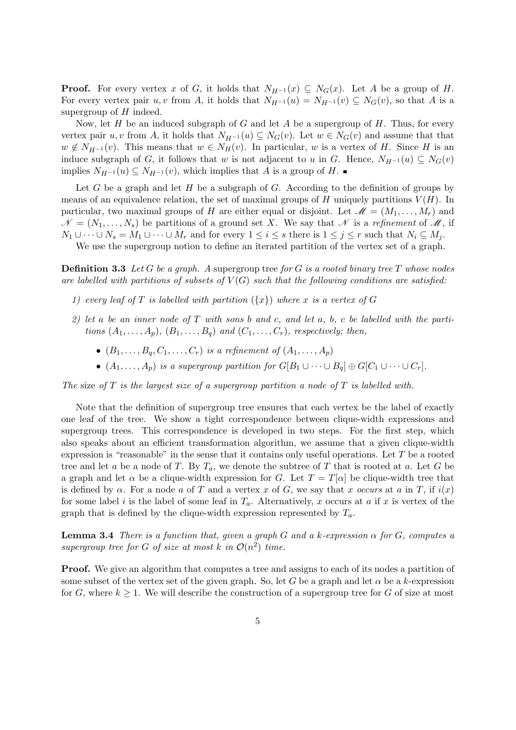**Proof.** For every vertex $x$ of $G$, it holds that $N_{H^{-1}}(x) \subseteq N_G(x)$. Let $A$ be a group of $H$. For every vertex pair $u, v$ from $A$, it holds that $N_{H^{-1}}(u) = N_{H^{-1}}(v) \subseteq N_G(v)$, so that $A$ is a supergroup of $H$ indeed.

Now, let $H$ be an induced subgraph of $G$ and let $A$ be a supergroup of $H$. Thus, for every vertex pair $u, v$ from $A$, it holds that $N_{H^{-1}}(u) \subseteq N_G(v)$. Let $w \in N_G(v)$ and assume that that $w \notin N_{H^{-1}}(v)$. This means that $w \in N_H(v)$. In particular, $w$ is a vertex of $H$. Since $H$ is an induce subgraph of $G$, it follows that $w$ is not adjacent to $u$ in $G$. Hence, $N_{H^{-1}}(u) \subseteq N_G(v)$ implies $N_{H^{-1}}(u) \subseteq N_{H^{-1}}(v)$, which implies that $A$ is a group of $H$. ∎

Let $G$ be a graph and let $H$ be a subgraph of $G$. According to the definition of groups by means of an equivalence relation, the set of maximal groups of $H$ uniquely partitions $V(H)$. In particular, two maximal groups of $H$ are either equal or disjoint. Let $\mathscr{M} = (M_1, \ldots, M_r)$ and $\mathscr{N} = (N_1, \ldots, N_s)$ be partitions of a ground set $X$. We say that $\mathscr{N}$ is a *refinement* of $\mathscr{M}$, if $N_1 \cup \cdots \cup N_s = M_1 \cup \cdots \cup M_r$ and for every $1 \leq i \leq s$ there is $1 \leq j \leq r$ such that $N_i \subseteq M_j$.

We use the supergroup notion to define an iterated partition of the vertex set of a graph.

**Definition 3.3** *Let $G$ be a graph. A* supergroup tree *for $G$ is a rooted binary tree $T$ whose nodes are labelled with partitions of subsets of $V(G)$ such that the following conditions are satisfied:*

1) *every leaf of $T$ is labelled with partition $(\{x\})$ where $x$ is a vertex of $G$*
2) *let $a$ be an inner node of $T$ with sons $b$ and $c$, and let $a$, $b$, $c$ be labelled with the partitions $(A_1, \ldots, A_p)$, $(B_1, \ldots, B_q)$ and $(C_1, \ldots, C_r)$, respectively; then,*
   - *$(B_1, \ldots, B_q, C_1, \ldots, C_r)$ is a refinement of $(A_1, \ldots, A_p)$*
   - *$(A_1, \ldots, A_p)$ is a supergroup partition for $G[B_1 \cup \cdots \cup B_q] \oplus G[C_1 \cup \cdots \cup C_r]$.*

*The* size *of $T$ is the largest size of a supergroup partition a node of $T$ is labelled with.*

Note that the definition of supergroup tree ensures that each vertex be the label of exactly one leaf of the tree. We show a tight correspondence between clique-width expressions and supergroup trees. This correspondence is developed in two steps. For the first step, which also speaks about an efficient transformation algorithm, we assume that a given clique-width expression is "reasonable" in the sense that it contains only useful operations. Let $T$ be a rooted tree and let $a$ be a node of $T$. By $T_a$, we denote the subtree of $T$ that is rooted at $a$. Let $G$ be a graph and let $\alpha$ be a clique-width expression for $G$. Let $T = T[\alpha]$ be clique-width tree that is defined by $\alpha$. For a node $a$ of $T$ and a vertex $x$ of $G$, we say that $x$ *occurs* at $a$ in $T$, if $i(x)$ for some label $i$ is the label of some leaf in $T_a$. Alternatively, $x$ occurs at $a$ if $x$ is vertex of the graph that is defined by the clique-width expression represented by $T_a$.

**Lemma 3.4** *There is a function that, given a graph $G$ and a $k$-expression $\alpha$ for $G$, computes a supergroup tree for $G$ of size at most $k$ in $\mathcal{O}(n^2)$ time.*

**Proof.** We give an algorithm that computes a tree and assigns to each of its nodes a partition of some subset of the vertex set of the given graph. So, let $G$ be a graph and let $\alpha$ be a $k$-expression for $G$, where $k \geq 1$. We will describe the construction of a supergroup tree for $G$ of size at most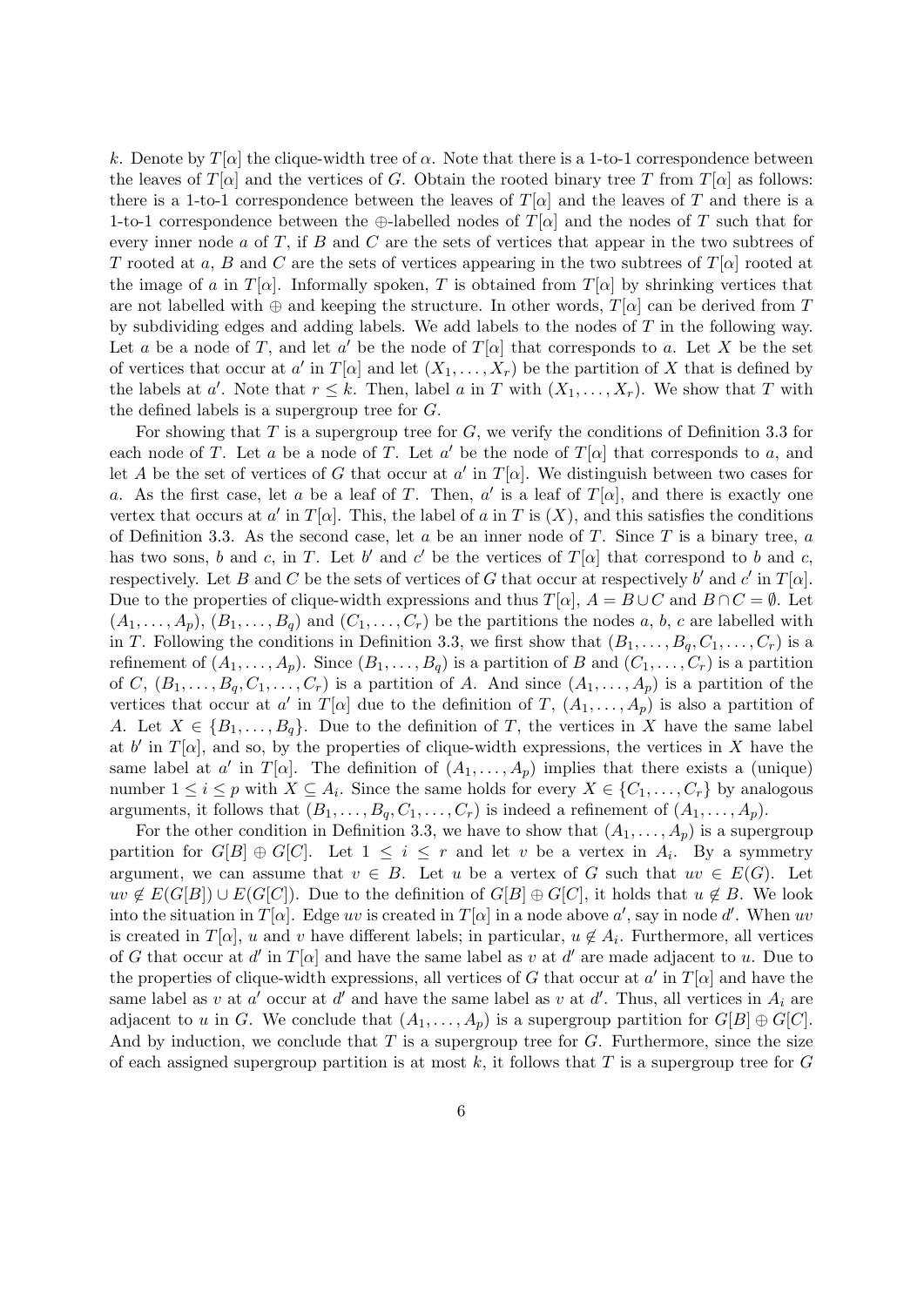$k$. Denote by $T[\alpha]$ the clique-width tree of $\alpha$. Note that there is a 1-to-1 correspondence between the leaves of $T[\alpha]$ and the vertices of $G$. Obtain the rooted binary tree $T$ from $T[\alpha]$ as follows: there is a 1-to-1 correspondence between the leaves of $T[\alpha]$ and the leaves of $T$ and there is a 1-to-1 correspondence between the $\oplus$-labelled nodes of $T[\alpha]$ and the nodes of $T$ such that for every inner node $a$ of $T$, if $B$ and $C$ are the sets of vertices that appear in the two subtrees of $T$ rooted at $a$, $B$ and $C$ are the sets of vertices appearing in the two subtrees of $T[\alpha]$ rooted at the image of $a$ in $T[\alpha]$. Informally spoken, $T$ is obtained from $T[\alpha]$ by shrinking vertices that are not labelled with $\oplus$ and keeping the structure. In other words, $T[\alpha]$ can be derived from $T$ by subdividing edges and adding labels. We add labels to the nodes of $T$ in the following way. Let $a$ be a node of $T$, and let $a'$ be the node of $T[\alpha]$ that corresponds to $a$. Let $X$ be the set of vertices that occur at $a'$ in $T[\alpha]$ and let $(X_1, \ldots, X_r)$ be the partition of $X$ that is defined by the labels at $a'$. Note that $r \leq k$. Then, label $a$ in $T$ with $(X_1, \ldots, X_r)$. We show that $T$ with the defined labels is a supergroup tree for $G$.

For showing that $T$ is a supergroup tree for $G$, we verify the conditions of Definition 3.3 for each node of $T$. Let $a$ be a node of $T$. Let $a'$ be the node of $T[\alpha]$ that corresponds to $a$, and let $A$ be the set of vertices of $G$ that occur at $a'$ in $T[\alpha]$. We distinguish between two cases for $a$. As the first case, let $a$ be a leaf of $T$. Then, $a'$ is a leaf of $T[\alpha]$, and there is exactly one vertex that occurs at $a'$ in $T[\alpha]$. This, the label of $a$ in $T$ is $(X)$, and this satisfies the conditions of Definition 3.3. As the second case, let $a$ be an inner node of $T$. Since $T$ is a binary tree, $a$ has two sons, $b$ and $c$, in $T$. Let $b'$ and $c'$ be the vertices of $T[\alpha]$ that correspond to $b$ and $c$, respectively. Let $B$ and $C$ be the sets of vertices of $G$ that occur at respectively $b'$ and $c'$ in $T[\alpha]$. Due to the properties of clique-width expressions and thus $T[\alpha]$, $A = B \cup C$ and $B \cap C = \emptyset$. Let $(A_1, \ldots, A_p)$, $(B_1, \ldots, B_q)$ and $(C_1, \ldots, C_r)$ be the partitions the nodes $a$, $b$, $c$ are labelled with in $T$. Following the conditions in Definition 3.3, we first show that $(B_1, \ldots, B_q, C_1, \ldots, C_r)$ is a refinement of $(A_1, \ldots, A_p)$. Since $(B_1, \ldots, B_q)$ is a partition of $B$ and $(C_1, \ldots, C_r)$ is a partition of $C$, $(B_1, \ldots, B_q, C_1, \ldots, C_r)$ is a partition of $A$. And since $(A_1, \ldots, A_p)$ is a partition of the vertices that occur at $a'$ in $T[\alpha]$ due to the definition of $T$, $(A_1, \ldots, A_p)$ is also a partition of $A$. Let $X \in \{B_1, \ldots, B_q\}$. Due to the definition of $T$, the vertices in $X$ have the same label at $b'$ in $T[\alpha]$, and so, by the properties of clique-width expressions, the vertices in $X$ have the same label at $a'$ in $T[\alpha]$. The definition of $(A_1, \ldots, A_p)$ implies that there exists a (unique) number $1 \leq i \leq p$ with $X \subseteq A_i$. Since the same holds for every $X \in \{C_1, \ldots, C_r\}$ by analogous arguments, it follows that $(B_1, \ldots, B_q, C_1, \ldots, C_r)$ is indeed a refinement of $(A_1, \ldots, A_p)$.

For the other condition in Definition 3.3, we have to show that $(A_1, \ldots, A_p)$ is a supergroup partition for $G[B] \oplus G[C]$. Let $1 \leq i \leq r$ and let $v$ be a vertex in $A_i$. By a symmetry argument, we can assume that $v \in B$. Let $u$ be a vertex of $G$ such that $uv \in E(G)$. Let $uv \notin E(G[B]) \cup E(G[C])$. Due to the definition of $G[B] \oplus G[C]$, it holds that $u \notin B$. We look into the situation in $T[\alpha]$. Edge $uv$ is created in $T[\alpha]$ in a node above $a'$, say in node $d'$. When $uv$ is created in $T[\alpha]$, $u$ and $v$ have different labels; in particular, $u \notin A_i$. Furthermore, all vertices of $G$ that occur at $d'$ in $T[\alpha]$ and have the same label as $v$ at $d'$ are made adjacent to $u$. Due to the properties of clique-width expressions, all vertices of $G$ that occur at $a'$ in $T[\alpha]$ and have the same label as $v$ at $a'$ occur at $d'$ and have the same label as $v$ at $d'$. Thus, all vertices in $A_i$ are adjacent to $u$ in $G$. We conclude that $(A_1, \ldots, A_p)$ is a supergroup partition for $G[B] \oplus G[C]$. And by induction, we conclude that $T$ is a supergroup tree for $G$. Furthermore, since the size of each assigned supergroup partition is at most $k$, it follows that $T$ is a supergroup tree for $G$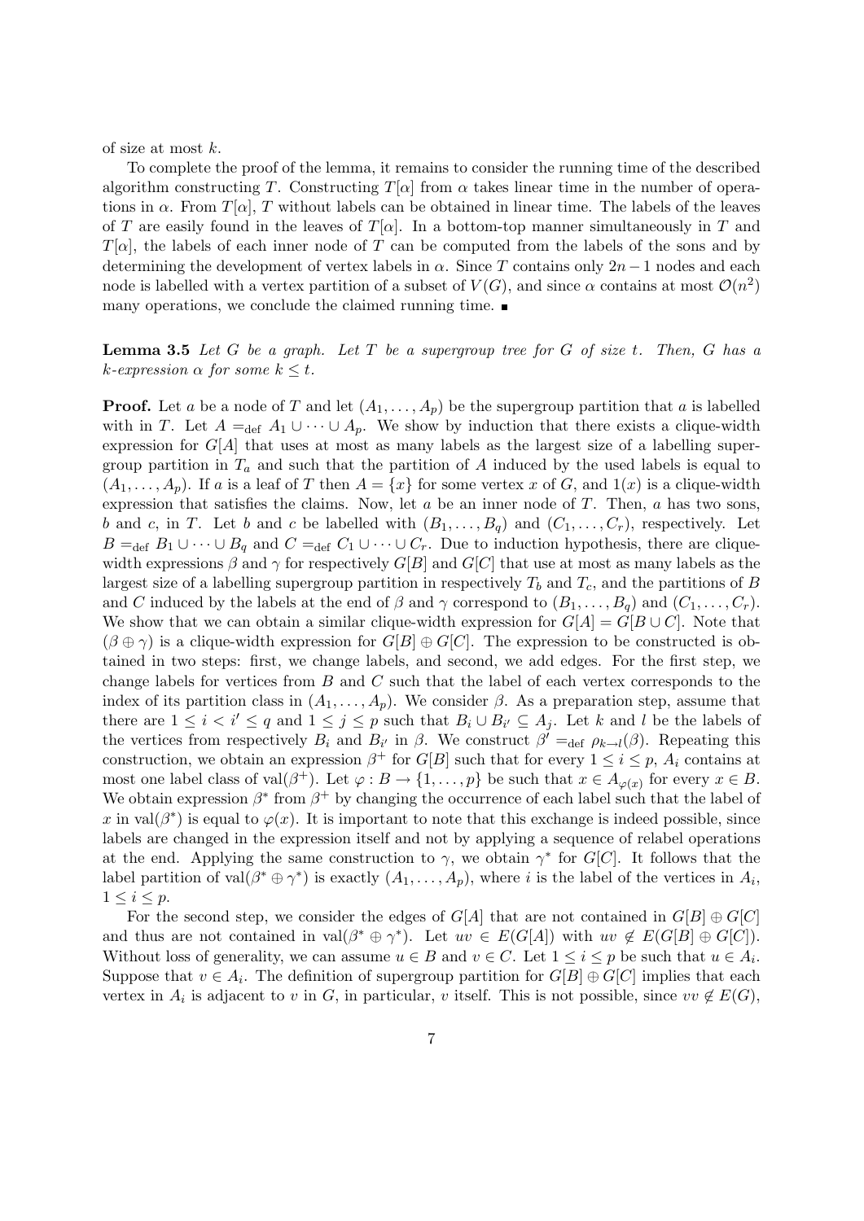of size at most $k$.

To complete the proof of the lemma, it remains to consider the running time of the described algorithm constructing $T$. Constructing $T[\alpha]$ from $\alpha$ takes linear time in the number of operations in $\alpha$. From $T[\alpha]$, $T$ without labels can be obtained in linear time. The labels of the leaves of $T$ are easily found in the leaves of $T[\alpha]$. In a bottom-top manner simultaneously in $T$ and $T[\alpha]$, the labels of each inner node of $T$ can be computed from the labels of the sons and by determining the development of vertex labels in $\alpha$. Since $T$ contains only $2n-1$ nodes and each node is labelled with a vertex partition of a subset of $V(G)$, and since $\alpha$ contains at most $\mathcal{O}(n^2)$ many operations, we conclude the claimed running time. ■

**Lemma 3.5** *Let $G$ be a graph. Let $T$ be a supergroup tree for $G$ of size $t$. Then, $G$ has a $k$-expression $\alpha$ for some $k \le t$.*

**Proof.** Let $a$ be a node of $T$ and let $(A_1, \ldots, A_p)$ be the supergroup partition that $a$ is labelled with in $T$. Let $A =_{\text{def}} A_1 \cup \cdots \cup A_p$. We show by induction that there exists a clique-width expression for $G[A]$ that uses at most as many labels as the largest size of a labelling supergroup partition in $T_a$ and such that the partition of $A$ induced by the used labels is equal to $(A_1, \ldots, A_p)$. If $a$ is a leaf of $T$ then $A = \{x\}$ for some vertex $x$ of $G$, and $1(x)$ is a clique-width expression that satisfies the claims. Now, let $a$ be an inner node of $T$. Then, $a$ has two sons, $b$ and $c$, in $T$. Let $b$ and $c$ be labelled with $(B_1, \ldots, B_q)$ and $(C_1, \ldots, C_r)$, respectively. Let $B =_{\text{def}} B_1 \cup \cdots \cup B_q$ and $C =_{\text{def}} C_1 \cup \cdots \cup C_r$. Due to induction hypothesis, there are clique-width expressions $\beta$ and $\gamma$ for respectively $G[B]$ and $G[C]$ that use at most as many labels as the largest size of a labelling supergroup partition in respectively $T_b$ and $T_c$, and the partitions of $B$ and $C$ induced by the labels at the end of $\beta$ and $\gamma$ correspond to $(B_1, \ldots, B_q)$ and $(C_1, \ldots, C_r)$. We show that we can obtain a similar clique-width expression for $G[A] = G[B \cup C]$. Note that $(\beta \oplus \gamma)$ is a clique-width expression for $G[B] \oplus G[C]$. The expression to be constructed is obtained in two steps: first, we change labels, and second, we add edges. For the first step, we change labels for vertices from $B$ and $C$ such that the label of each vertex corresponds to the index of its partition class in $(A_1, \ldots, A_p)$. We consider $\beta$. As a preparation step, assume that there are $1 \le i < i' \le q$ and $1 \le j \le p$ such that $B_i \cup B_{i'} \subseteq A_j$. Let $k$ and $l$ be the labels of the vertices from respectively $B_i$ and $B_{i'}$ in $\beta$. We construct $\beta' =_{\text{def}} \rho_{k \to l}(\beta)$. Repeating this construction, we obtain an expression $\beta^+$ for $G[B]$ such that for every $1 \le i \le p$, $A_i$ contains at most one label class of $\text{val}(\beta^+)$. Let $\varphi : B \to \{1, \ldots, p\}$ be such that $x \in A_{\varphi(x)}$ for every $x \in B$. We obtain expression $\beta^*$ from $\beta^+$ by changing the occurrence of each label such that the label of $x$ in $\text{val}(\beta^*)$ is equal to $\varphi(x)$. It is important to note that this exchange is indeed possible, since labels are changed in the expression itself and not by applying a sequence of relabel operations at the end. Applying the same construction to $\gamma$, we obtain $\gamma^*$ for $G[C]$. It follows that the label partition of $\text{val}(\beta^* \oplus \gamma^*)$ is exactly $(A_1, \ldots, A_p)$, where $i$ is the label of the vertices in $A_i$, $1 \le i \le p$.

For the second step, we consider the edges of $G[A]$ that are not contained in $G[B] \oplus G[C]$ and thus are not contained in $\text{val}(\beta^* \oplus \gamma^*)$. Let $uv \in E(G[A])$ with $uv \notin E(G[B] \oplus G[C])$. Without loss of generality, we can assume $u \in B$ and $v \in C$. Let $1 \le i \le p$ be such that $u \in A_i$. Suppose that $v \in A_i$. The definition of supergroup partition for $G[B] \oplus G[C]$ implies that each vertex in $A_i$ is adjacent to $v$ in $G$, in particular, $v$ itself. This is not possible, since $vv \notin E(G)$,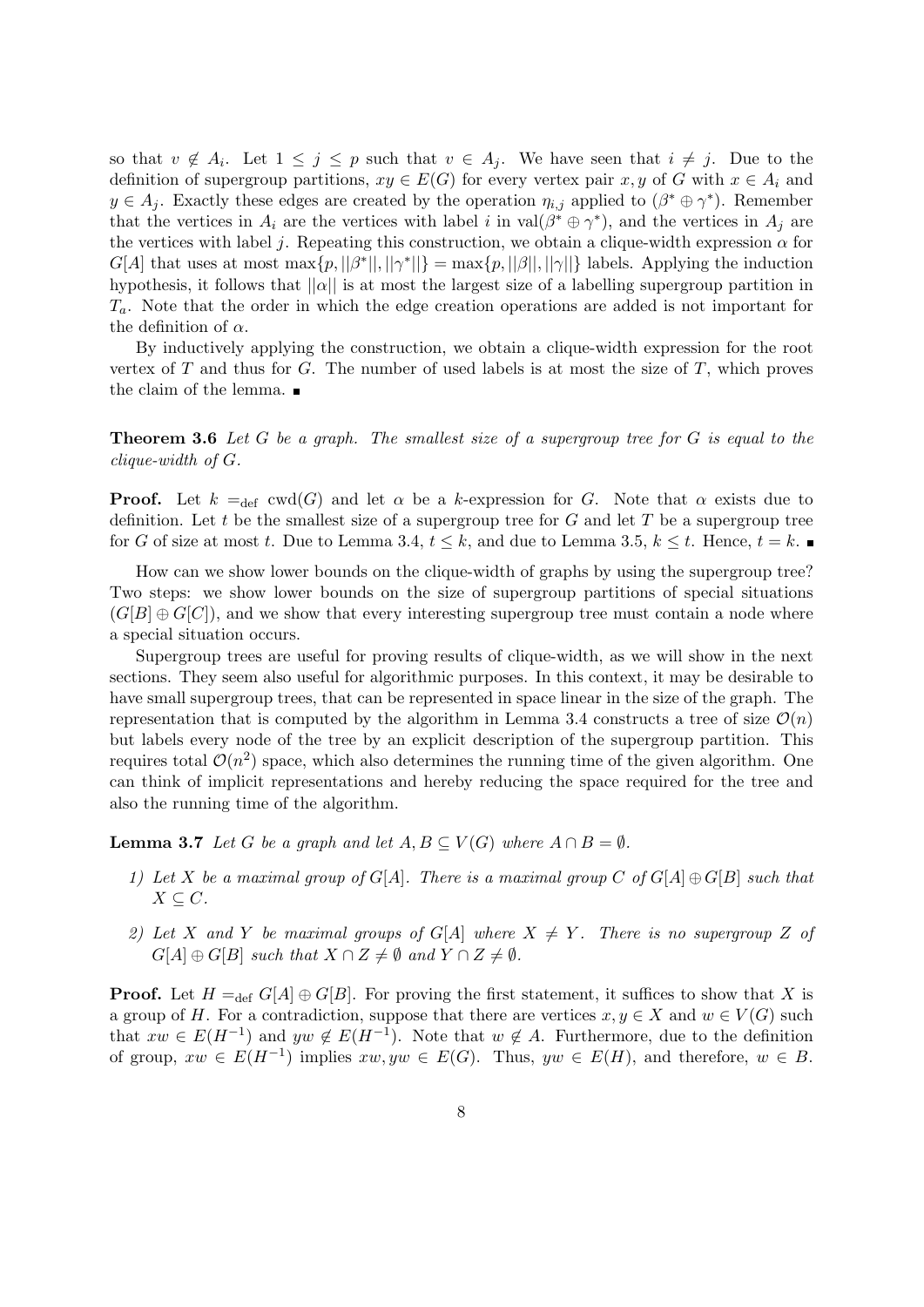so that $v \notin A_i$. Let $1 \leq j \leq p$ such that $v \in A_j$. We have seen that $i \neq j$. Due to the definition of supergroup partitions, $xy \in E(G)$ for every vertex pair $x, y$ of $G$ with $x \in A_i$ and $y \in A_j$. Exactly these edges are created by the operation $\eta_{i,j}$ applied to $(\beta^* \oplus \gamma^*)$. Remember that the vertices in $A_i$ are the vertices with label $i$ in $\text{val}(\beta^* \oplus \gamma^*)$, and the vertices in $A_j$ are the vertices with label $j$. Repeating this construction, we obtain a clique-width expression $\alpha$ for $G[A]$ that uses at most $\max\{p, ||\beta^*||, ||\gamma^*||\} = \max\{p, ||\beta||, ||\gamma||\}$ labels. Applying the induction hypothesis, it follows that $||\alpha||$ is at most the largest size of a labelling supergroup partition in $T_a$. Note that the order in which the edge creation operations are added is not important for the definition of $\alpha$.

By inductively applying the construction, we obtain a clique-width expression for the root vertex of $T$ and thus for $G$. The number of used labels is at most the size of $T$, which proves the claim of the lemma. ∎

**Theorem 3.6** *Let $G$ be a graph. The smallest size of a supergroup tree for $G$ is equal to the clique-width of $G$.*

**Proof.** Let $k =_{\text{def}} \text{cwd}(G)$ and let $\alpha$ be a $k$-expression for $G$. Note that $\alpha$ exists due to definition. Let $t$ be the smallest size of a supergroup tree for $G$ and let $T$ be a supergroup tree for $G$ of size at most $t$. Due to Lemma 3.4, $t \leq k$, and due to Lemma 3.5, $k \leq t$. Hence, $t = k$. ∎

How can we show lower bounds on the clique-width of graphs by using the supergroup tree? Two steps: we show lower bounds on the size of supergroup partitions of special situations $(G[B] \oplus G[C])$, and we show that every interesting supergroup tree must contain a node where a special situation occurs.

Supergroup trees are useful for proving results of clique-width, as we will show in the next sections. They seem also useful for algorithmic purposes. In this context, it may be desirable to have small supergroup trees, that can be represented in space linear in the size of the graph. The representation that is computed by the algorithm in Lemma 3.4 constructs a tree of size $\mathcal{O}(n)$ but labels every node of the tree by an explicit description of the supergroup partition. This requires total $\mathcal{O}(n^2)$ space, which also determines the running time of the given algorithm. One can think of implicit representations and hereby reducing the space required for the tree and also the running time of the algorithm.

**Lemma 3.7** *Let $G$ be a graph and let $A, B \subseteq V(G)$ where $A \cap B = \emptyset$.*

1) *Let $X$ be a maximal group of $G[A]$. There is a maximal group $C$ of $G[A] \oplus G[B]$ such that $X \subseteq C$.*

2) *Let $X$ and $Y$ be maximal groups of $G[A]$ where $X \neq Y$. There is no supergroup $Z$ of $G[A] \oplus G[B]$ such that $X \cap Z \neq \emptyset$ and $Y \cap Z \neq \emptyset$.*

**Proof.** Let $H =_{\text{def}} G[A] \oplus G[B]$. For proving the first statement, it suffices to show that $X$ is a group of $H$. For a contradiction, suppose that there are vertices $x, y \in X$ and $w \in V(G)$ such that $xw \in E(H^{-1})$ and $yw \notin E(H^{-1})$. Note that $w \notin A$. Furthermore, due to the definition of group, $xw \in E(H^{-1})$ implies $xw, yw \in E(G)$. Thus, $yw \in E(H)$, and therefore, $w \in B$.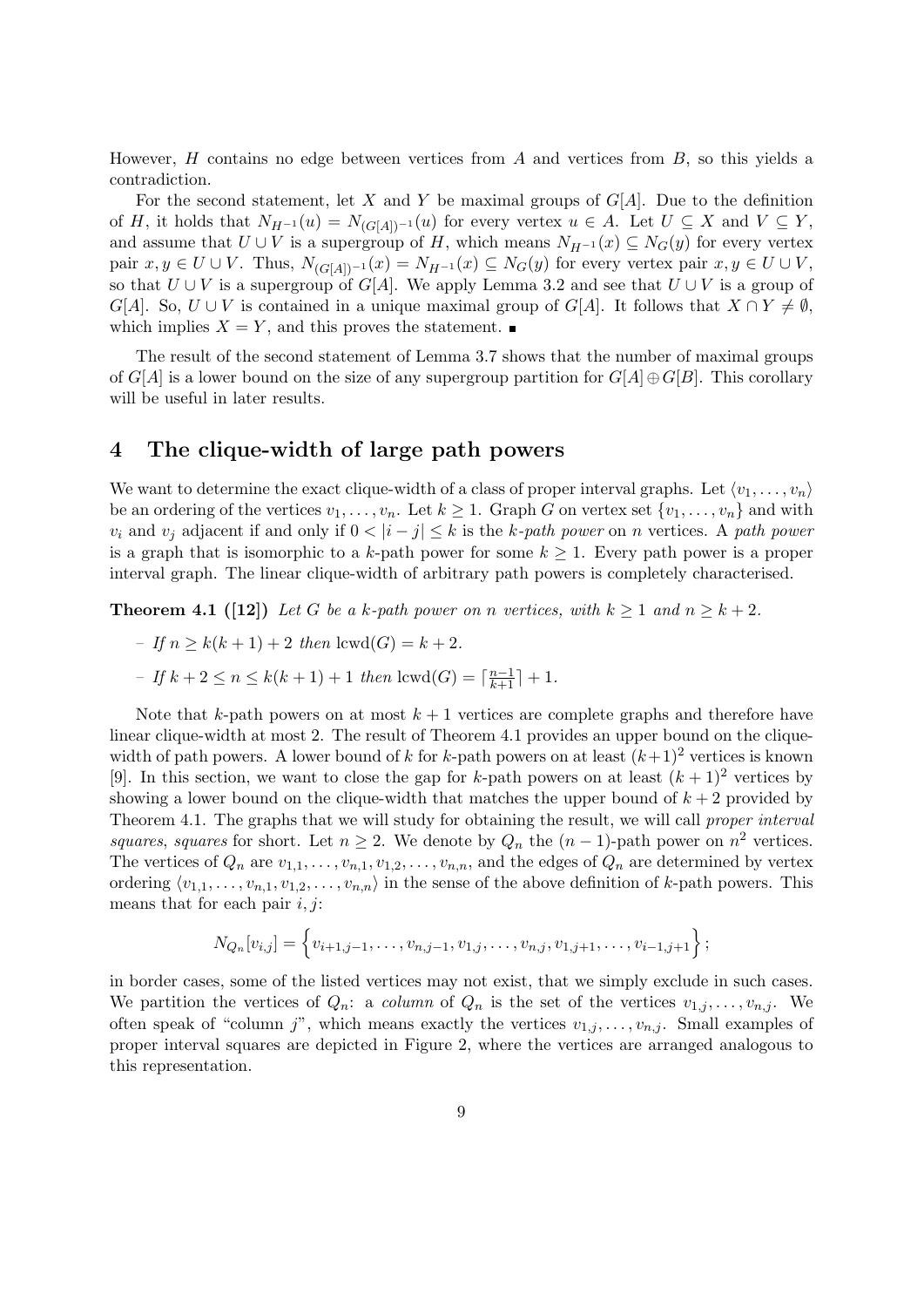However, $H$ contains no edge between vertices from $A$ and vertices from $B$, so this yields a contradiction.

For the second statement, let $X$ and $Y$ be maximal groups of $G[A]$. Due to the definition of $H$, it holds that $N_{H^{-1}}(u) = N_{(G[A])^{-1}}(u)$ for every vertex $u \in A$. Let $U \subseteq X$ and $V \subseteq Y$, and assume that $U \cup V$ is a supergroup of $H$, which means $N_{H^{-1}}(x) \subseteq N_G(y)$ for every vertex pair $x, y \in U \cup V$. Thus, $N_{(G[A])^{-1}}(x) = N_{H^{-1}}(x) \subseteq N_G(y)$ for every vertex pair $x, y \in U \cup V$, so that $U \cup V$ is a supergroup of $G[A]$. We apply Lemma 3.2 and see that $U \cup V$ is a group of $G[A]$. So, $U \cup V$ is contained in a unique maximal group of $G[A]$. It follows that $X \cap Y \neq \emptyset$, which implies $X = Y$, and this proves the statement. ∎

The result of the second statement of Lemma 3.7 shows that the number of maximal groups of $G[A]$ is a lower bound on the size of any supergroup partition for $G[A] \oplus G[B]$. This corollary will be useful in later results.

# 4 The clique-width of large path powers

We want to determine the exact clique-width of a class of proper interval graphs. Let $\langle v_1, \ldots, v_n \rangle$ be an ordering of the vertices $v_1, \ldots, v_n$. Let $k \geq 1$. Graph $G$ on vertex set $\{v_1, \ldots, v_n\}$ and with $v_i$ and $v_j$ adjacent if and only if $0 < |i - j| \leq k$ is the *k-path power* on $n$ vertices. A *path power* is a graph that is isomorphic to a $k$-path power for some $k \geq 1$. Every path power is a proper interval graph. The linear clique-width of arbitrary path powers is completely characterised.

**Theorem 4.1 ([12])** *Let $G$ be a $k$-path power on $n$ vertices, with $k \geq 1$ and $n \geq k + 2$.*

- *If $n \geq k(k + 1) + 2$ then $\operatorname{lcwd}(G) = k + 2$.*
- *If $k + 2 \leq n \leq k(k + 1) + 1$ then $\operatorname{lcwd}(G) = \lceil \frac{n-1}{k+1} \rceil + 1$.*

Note that $k$-path powers on at most $k + 1$ vertices are complete graphs and therefore have linear clique-width at most 2. The result of Theorem 4.1 provides an upper bound on the clique-width of path powers. A lower bound of $k$ for $k$-path powers on at least $(k+1)^2$ vertices is known [9]. In this section, we want to close the gap for $k$-path powers on at least $(k + 1)^2$ vertices by showing a lower bound on the clique-width that matches the upper bound of $k + 2$ provided by Theorem 4.1. The graphs that we will study for obtaining the result, we will call *proper interval squares*, *squares* for short. Let $n \geq 2$. We denote by $Q_n$ the $(n - 1)$-path power on $n^2$ vertices. The vertices of $Q_n$ are $v_{1,1}, \ldots, v_{n,1}, v_{1,2}, \ldots, v_{n,n}$, and the edges of $Q_n$ are determined by vertex ordering $\langle v_{1,1}, \ldots, v_{n,1}, v_{1,2}, \ldots, v_{n,n} \rangle$ in the sense of the above definition of $k$-path powers. This means that for each pair $i, j$:

$$N_{Q_n}[v_{i,j}] = \Big\{ v_{i+1,j-1}, \ldots, v_{n,j-1}, v_{1,j}, \ldots, v_{n,j}, v_{1,j+1}, \ldots, v_{i-1,j+1} \Big\};$$

in border cases, some of the listed vertices may not exist, that we simply exclude in such cases. We partition the vertices of $Q_n$: a *column* of $Q_n$ is the set of the vertices $v_{1,j}, \ldots, v_{n,j}$. We often speak of "column $j$", which means exactly the vertices $v_{1,j}, \ldots, v_{n,j}$. Small examples of proper interval squares are depicted in Figure 2, where the vertices are arranged analogous to this representation.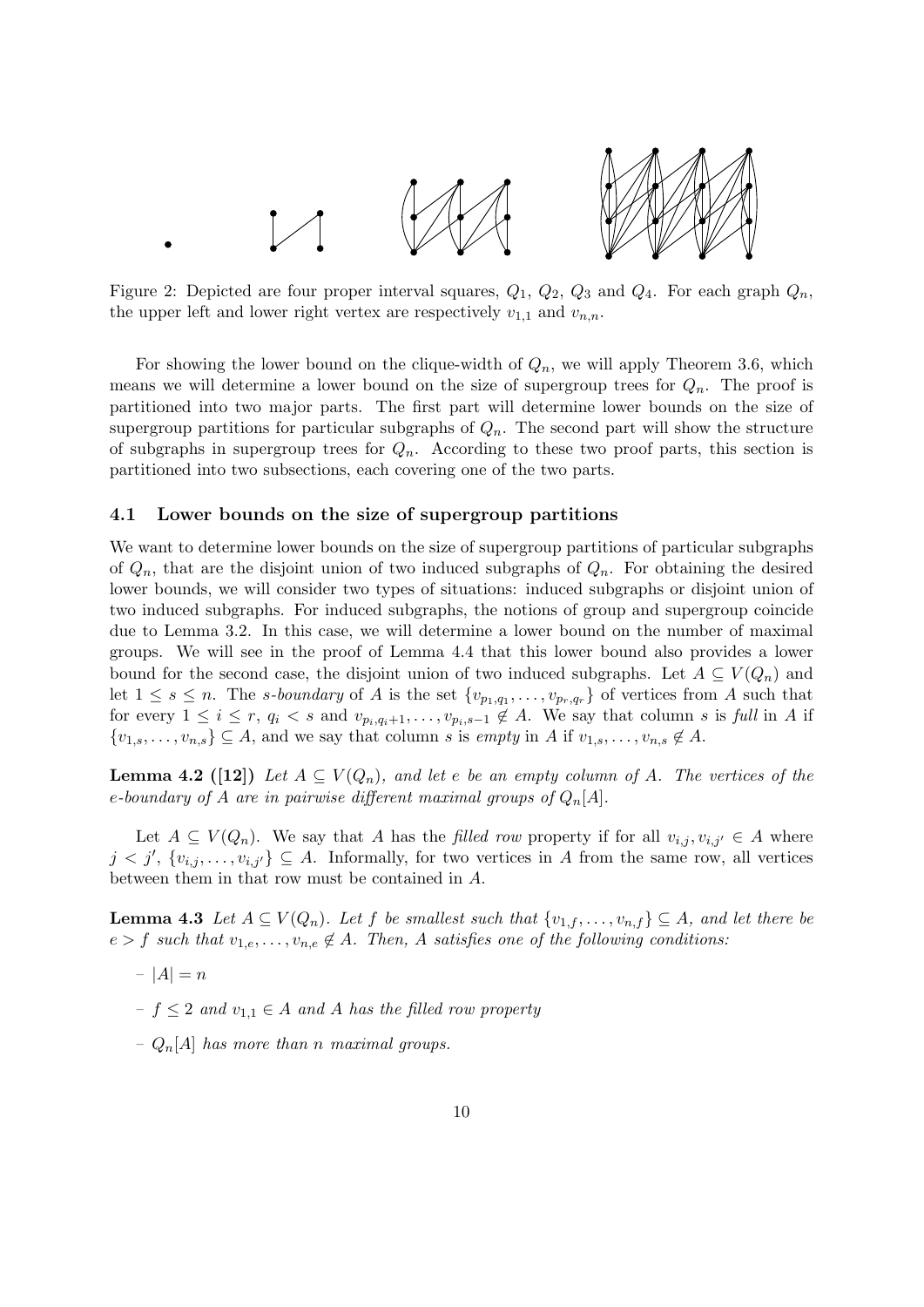Figure 2: Depicted are four proper interval squares, $Q_1$, $Q_2$, $Q_3$ and $Q_4$. For each graph $Q_n$, the upper left and lower right vertex are respectively $v_{1,1}$ and $v_{n,n}$.

For showing the lower bound on the clique-width of $Q_n$, we will apply Theorem 3.6, which means we will determine a lower bound on the size of supergroup trees for $Q_n$. The proof is partitioned into two major parts. The first part will determine lower bounds on the size of supergroup partitions for particular subgraphs of $Q_n$. The second part will show the structure of subgraphs in supergroup trees for $Q_n$. According to these two proof parts, this section is partitioned into two subsections, each covering one of the two parts.

### 4.1 Lower bounds on the size of supergroup partitions

We want to determine lower bounds on the size of supergroup partitions of particular subgraphs of $Q_n$, that are the disjoint union of two induced subgraphs of $Q_n$. For obtaining the desired lower bounds, we will consider two types of situations: induced subgraphs or disjoint union of two induced subgraphs. For induced subgraphs, the notions of group and supergroup coincide due to Lemma 3.2. In this case, we will determine a lower bound on the number of maximal groups. We will see in the proof of Lemma 4.4 that this lower bound also provides a lower bound for the second case, the disjoint union of two induced subgraphs. Let $A \subseteq V(Q_n)$ and let $1 \leq s \leq n$. The *s-boundary* of $A$ is the set $\{v_{p_1,q_1}, \ldots, v_{p_r,q_r}\}$ of vertices from $A$ such that for every $1 \leq i \leq r$, $q_i < s$ and $v_{p_i,q_i+1}, \ldots, v_{p_i,s-1} \notin A$. We say that column $s$ is *full* in $A$ if $\{v_{1,s}, \ldots, v_{n,s}\} \subseteq A$, and we say that column $s$ is *empty* in $A$ if $v_{1,s}, \ldots, v_{n,s} \notin A$.

**Lemma 4.2 ([12])** *Let $A \subseteq V(Q_n)$, and let $e$ be an empty column of $A$. The vertices of the $e$-boundary of $A$ are in pairwise different maximal groups of $Q_n[A]$.*

Let $A \subseteq V(Q_n)$. We say that $A$ has the *filled row* property if for all $v_{i,j}, v_{i,j'} \in A$ where $j < j'$, $\{v_{i,j}, \ldots, v_{i,j'}\} \subseteq A$. Informally, for two vertices in $A$ from the same row, all vertices between them in that row must be contained in $A$.

**Lemma 4.3** *Let $A \subseteq V(Q_n)$. Let $f$ be smallest such that $\{v_{1,f}, \ldots, v_{n,f}\} \subseteq A$, and let there be $e > f$ such that $v_{1,e}, \ldots, v_{n,e} \notin A$. Then, $A$ satisfies one of the following conditions:*

- *$|A| = n$*
- *$f \leq 2$ and $v_{1,1} \in A$ and $A$ has the filled row property*
- *$Q_n[A]$ has more than $n$ maximal groups.*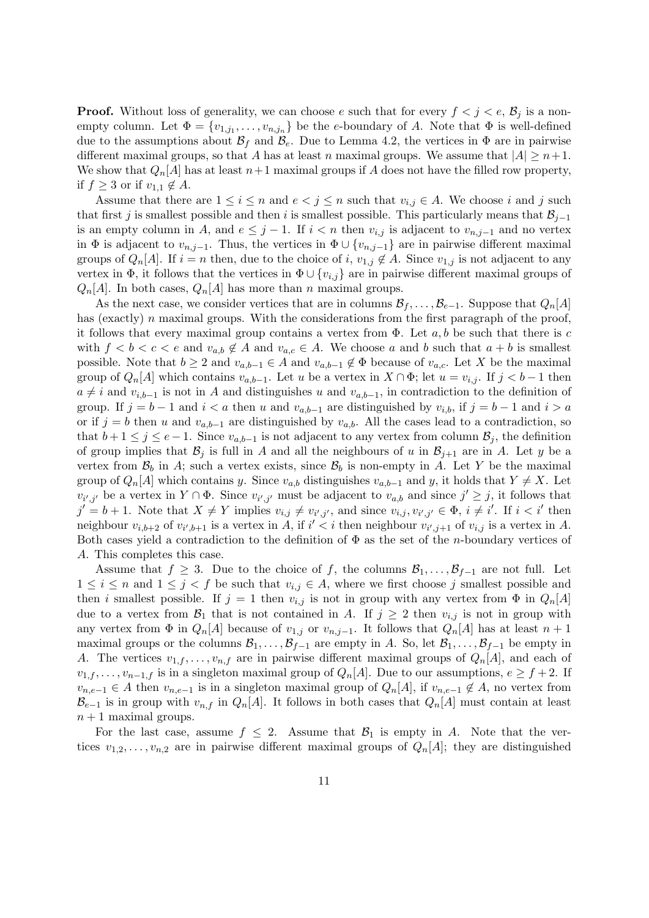**Proof.** Without loss of generality, we can choose $e$ such that for every $f < j < e$, $\mathcal{B}_j$ is a non-empty column. Let $\Phi = \{v_{1,j_1}, \ldots, v_{n,j_n}\}$ be the $e$-boundary of $A$. Note that $\Phi$ is well-defined due to the assumptions about $\mathcal{B}_f$ and $\mathcal{B}_e$. Due to Lemma 4.2, the vertices in $\Phi$ are in pairwise different maximal groups, so that $A$ has at least $n$ maximal groups. We assume that $|A| \geq n+1$. We show that $Q_n[A]$ has at least $n+1$ maximal groups if $A$ does not have the filled row property, if $f \geq 3$ or if $v_{1,1} \notin A$.

Assume that there are $1 \leq i \leq n$ and $e < j \leq n$ such that $v_{i,j} \in A$. We choose $i$ and $j$ such that first $j$ is smallest possible and then $i$ is smallest possible. This particularly means that $\mathcal{B}_{j-1}$ is an empty column in $A$, and $e \leq j-1$. If $i < n$ then $v_{i,j}$ is adjacent to $v_{n,j-1}$ and no vertex in $\Phi$ is adjacent to $v_{n,j-1}$. Thus, the vertices in $\Phi \cup \{v_{n,j-1}\}$ are in pairwise different maximal groups of $Q_n[A]$. If $i = n$ then, due to the choice of $i$, $v_{1,j} \notin A$. Since $v_{1,j}$ is not adjacent to any vertex in $\Phi$, it follows that the vertices in $\Phi \cup \{v_{i,j}\}$ are in pairwise different maximal groups of $Q_n[A]$. In both cases, $Q_n[A]$ has more than $n$ maximal groups.

As the next case, we consider vertices that are in columns $\mathcal{B}_f, \ldots, \mathcal{B}_{e-1}$. Suppose that $Q_n[A]$ has (exactly) $n$ maximal groups. With the considerations from the first paragraph of the proof, it follows that every maximal group contains a vertex from $\Phi$. Let $a, b$ be such that there is $c$ with $f < b < c < e$ and $v_{a,b} \notin A$ and $v_{a,c} \in A$. We choose $a$ and $b$ such that $a+b$ is smallest possible. Note that $b \geq 2$ and $v_{a,b-1} \in A$ and $v_{a,b-1} \notin \Phi$ because of $v_{a,c}$. Let $X$ be the maximal group of $Q_n[A]$ which contains $v_{a,b-1}$. Let $u$ be a vertex in $X \cap \Phi$; let $u = v_{i,j}$. If $j < b-1$ then $a \neq i$ and $v_{i,b-1}$ is not in $A$ and distinguishes $u$ and $v_{a,b-1}$, in contradiction to the definition of group. If $j = b-1$ and $i < a$ then $u$ and $v_{a,b-1}$ are distinguished by $v_{i,b}$, if $j = b-1$ and $i > a$ or if $j = b$ then $u$ and $v_{a,b-1}$ are distinguished by $v_{a,b}$. All the cases lead to a contradiction, so that $b+1 \leq j \leq e-1$. Since $v_{a,b-1}$ is not adjacent to any vertex from column $\mathcal{B}_j$, the definition of group implies that $\mathcal{B}_j$ is full in $A$ and all the neighbours of $u$ in $\mathcal{B}_{j+1}$ are in $A$. Let $y$ be a vertex from $\mathcal{B}_b$ in $A$; such a vertex exists, since $\mathcal{B}_b$ is non-empty in $A$. Let $Y$ be the maximal group of $Q_n[A]$ which contains $y$. Since $v_{a,b}$ distinguishes $v_{a,b-1}$ and $y$, it holds that $Y \neq X$. Let $v_{i',j'}$ be a vertex in $Y \cap \Phi$. Since $v_{i',j'}$ must be adjacent to $v_{a,b}$ and since $j' \geq j$, it follows that $j' = b+1$. Note that $X \neq Y$ implies $v_{i,j} \neq v_{i',j'}$, and since $v_{i,j}, v_{i',j'} \in \Phi$, $i \neq i'$. If $i < i'$ then neighbour $v_{i,b+2}$ of $v_{i',b+1}$ is a vertex in $A$, if $i' < i$ then neighbour $v_{i',j+1}$ of $v_{i,j}$ is a vertex in $A$. Both cases yield a contradiction to the definition of $\Phi$ as the set of the $n$-boundary vertices of $A$. This completes this case.

Assume that $f \geq 3$. Due to the choice of $f$, the columns $\mathcal{B}_1, \ldots, \mathcal{B}_{f-1}$ are not full. Let $1 \leq i \leq n$ and $1 \leq j < f$ be such that $v_{i,j} \in A$, where we first choose $j$ smallest possible and then $i$ smallest possible. If $j = 1$ then $v_{i,j}$ is not in group with any vertex from $\Phi$ in $Q_n[A]$ due to a vertex from $\mathcal{B}_1$ that is not contained in $A$. If $j \geq 2$ then $v_{i,j}$ is not in group with any vertex from $\Phi$ in $Q_n[A]$ because of $v_{1,j}$ or $v_{n,j-1}$. It follows that $Q_n[A]$ has at least $n+1$ maximal groups or the columns $\mathcal{B}_1, \ldots, \mathcal{B}_{f-1}$ are empty in $A$. So, let $\mathcal{B}_1, \ldots, \mathcal{B}_{f-1}$ be empty in $A$. The vertices $v_{1,f}, \ldots, v_{n,f}$ are in pairwise different maximal groups of $Q_n[A]$, and each of $v_{1,f}, \ldots, v_{n-1,f}$ is in a singleton maximal group of $Q_n[A]$. Due to our assumptions, $e \geq f+2$. If $v_{n,e-1} \in A$ then $v_{n,e-1}$ is in a singleton maximal group of $Q_n[A]$, if $v_{n,e-1} \notin A$, no vertex from $\mathcal{B}_{e-1}$ is in group with $v_{n,f}$ in $Q_n[A]$. It follows in both cases that $Q_n[A]$ must contain at least $n+1$ maximal groups.

For the last case, assume $f \leq 2$. Assume that $\mathcal{B}_1$ is empty in $A$. Note that the vertices $v_{1,2}, \ldots, v_{n,2}$ are in pairwise different maximal groups of $Q_n[A]$; they are distinguished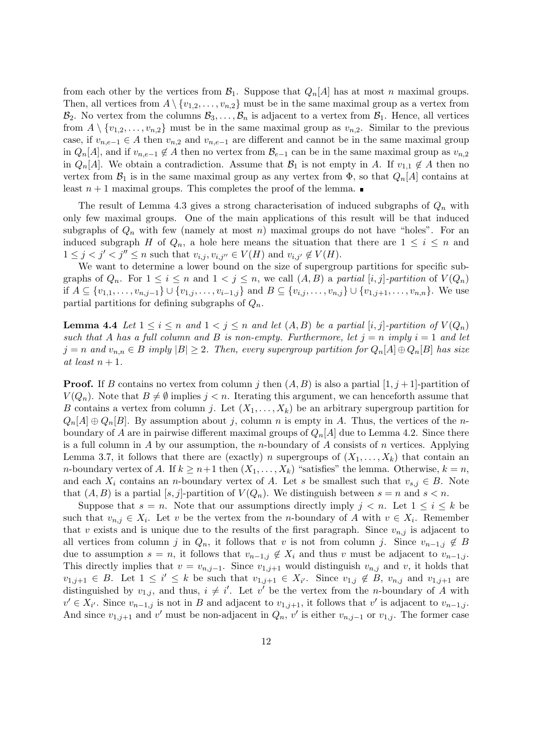from each other by the vertices from $\mathcal{B}_1$. Suppose that $Q_n[A]$ has at most $n$ maximal groups. Then, all vertices from $A \setminus \{v_{1,2}, \ldots, v_{n,2}\}$ must be in the same maximal group as a vertex from $\mathcal{B}_2$. No vertex from the columns $\mathcal{B}_3, \ldots, \mathcal{B}_n$ is adjacent to a vertex from $\mathcal{B}_1$. Hence, all vertices from $A \setminus \{v_{1,2}, \ldots, v_{n,2}\}$ must be in the same maximal group as $v_{n,2}$. Similar to the previous case, if $v_{n,e-1} \in A$ then $v_{n,2}$ and $v_{n,e-1}$ are different and cannot be in the same maximal group in $Q_n[A]$, and if $v_{n,e-1} \notin A$ then no vertex from $\mathcal{B}_{e-1}$ can be in the same maximal group as $v_{n,2}$ in $Q_n[A]$. We obtain a contradiction. Assume that $\mathcal{B}_1$ is not empty in $A$. If $v_{1,1} \notin A$ then no vertex from $\mathcal{B}_1$ is in the same maximal group as any vertex from $\Phi$, so that $Q_n[A]$ contains at least $n+1$ maximal groups. This completes the proof of the lemma. ∎

The result of Lemma 4.3 gives a strong characterisation of induced subgraphs of $Q_n$ with only few maximal groups. One of the main applications of this result will be that induced subgraphs of $Q_n$ with few (namely at most $n$) maximal groups do not have "holes". For an induced subgraph $H$ of $Q_n$, a hole here means the situation that there are $1 \leq i \leq n$ and $1 \leq j < j' < j'' \leq n$ such that $v_{i,j}, v_{i,j''} \in V(H)$ and $v_{i,j'} \notin V(H)$.

We want to determine a lower bound on the size of supergroup partitions for specific subgraphs of $Q_n$. For $1 \leq i \leq n$ and $1 < j \leq n$, we call $(A, B)$ a *partial* $[i,j]$*-partition* of $V(Q_n)$ if $A \subseteq \{v_{1,1}, \ldots, v_{n,j-1}\} \cup \{v_{1,j}, \ldots, v_{i-1,j}\}$ and $B \subseteq \{v_{i,j}, \ldots, v_{n,j}\} \cup \{v_{1,j+1}, \ldots, v_{n,n}\}$. We use partial partitions for defining subgraphs of $Q_n$.

**Lemma 4.4** *Let $1 \leq i \leq n$ and $1 < j \leq n$ and let $(A, B)$ be a partial $[i,j]$-partition of $V(Q_n)$ such that $A$ has a full column and $B$ is non-empty. Furthermore, let $j = n$ imply $i = 1$ and let $j = n$ and $v_{n,n} \in B$ imply $|B| \geq 2$. Then, every supergroup partition for $Q_n[A] \oplus Q_n[B]$ has size at least $n+1$.*

**Proof.** If $B$ contains no vertex from column $j$ then $(A, B)$ is also a partial $[1, j+1]$-partition of $V(Q_n)$. Note that $B \neq \emptyset$ implies $j < n$. Iterating this argument, we can henceforth assume that $B$ contains a vertex from column $j$. Let $(X_1, \ldots, X_k)$ be an arbitrary supergroup partition for $Q_n[A] \oplus Q_n[B]$. By assumption about $j$, column $n$ is empty in $A$. Thus, the vertices of the $n$-boundary of $A$ are in pairwise different maximal groups of $Q_n[A]$ due to Lemma 4.2. Since there is a full column in $A$ by our assumption, the $n$-boundary of $A$ consists of $n$ vertices. Applying Lemma 3.7, it follows that there are (exactly) $n$ supergroups of $(X_1, \ldots, X_k)$ that contain an $n$-boundary vertex of $A$. If $k \geq n+1$ then $(X_1, \ldots, X_k)$ "satisfies" the lemma. Otherwise, $k = n$, and each $X_i$ contains an $n$-boundary vertex of $A$. Let $s$ be smallest such that $v_{s,j} \in B$. Note that $(A, B)$ is a partial $[s,j]$-partition of $V(Q_n)$. We distinguish between $s = n$ and $s < n$.

Suppose that $s = n$. Note that our assumptions directly imply $j < n$. Let $1 \leq i \leq k$ be such that $v_{n,j} \in X_i$. Let $v$ be the vertex from the $n$-boundary of $A$ with $v \in X_i$. Remember that $v$ exists and is unique due to the results of the first paragraph. Since $v_{n,j}$ is adjacent to all vertices from column $j$ in $Q_n$, it follows that $v$ is not from column $j$. Since $v_{n-1,j} \notin B$ due to assumption $s = n$, it follows that $v_{n-1,j} \notin X_i$ and thus $v$ must be adjacent to $v_{n-1,j}$. This directly implies that $v = v_{n,j-1}$. Since $v_{1,j+1}$ would distinguish $v_{n,j}$ and $v$, it holds that $v_{1,j+1} \in B$. Let $1 \leq i' \leq k$ be such that $v_{1,j+1} \in X_{i'}$. Since $v_{1,j} \notin B$, $v_{n,j}$ and $v_{1,j+1}$ are distinguished by $v_{1,j}$, and thus, $i \neq i'$. Let $v'$ be the vertex from the $n$-boundary of $A$ with $v' \in X_{i'}$. Since $v_{n-1,j}$ is not in $B$ and adjacent to $v_{1,j+1}$, it follows that $v'$ is adjacent to $v_{n-1,j}$. And since $v_{1,j+1}$ and $v'$ must be non-adjacent in $Q_n$, $v'$ is either $v_{n,j-1}$ or $v_{1,j}$. The former case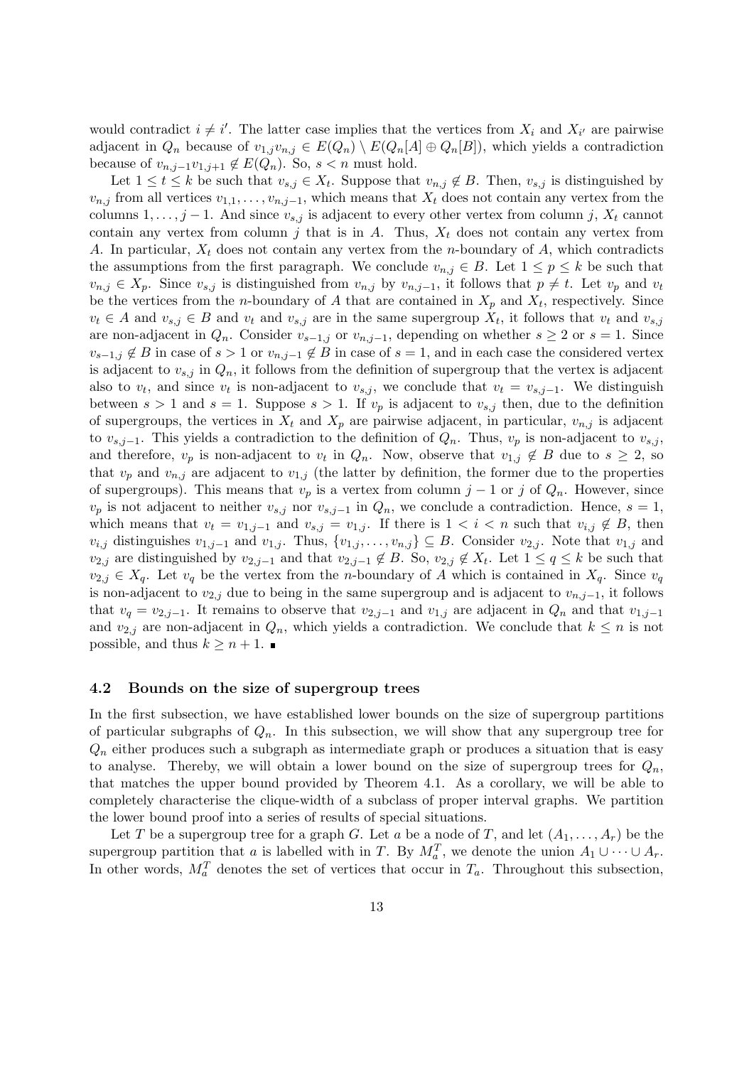would contradict $i \neq i'$. The latter case implies that the vertices from $X_i$ and $X_{i'}$ are pairwise adjacent in $Q_n$ because of $v_{1,j}v_{n,j} \in E(Q_n) \setminus E(Q_n[A] \oplus Q_n[B])$, which yields a contradiction because of $v_{n,j-1}v_{1,j+1} \notin E(Q_n)$. So, $s < n$ must hold.

Let $1 \leq t \leq k$ be such that $v_{s,j} \in X_t$. Suppose that $v_{n,j} \notin B$. Then, $v_{s,j}$ is distinguished by $v_{n,j}$ from all vertices $v_{1,1}, \ldots, v_{n,j-1}$, which means that $X_t$ does not contain any vertex from the columns $1, \ldots, j-1$. And since $v_{s,j}$ is adjacent to every other vertex from column $j$, $X_t$ cannot contain any vertex from column $j$ that is in $A$. Thus, $X_t$ does not contain any vertex from $A$. In particular, $X_t$ does not contain any vertex from the $n$-boundary of $A$, which contradicts the assumptions from the first paragraph. We conclude $v_{n,j} \in B$. Let $1 \leq p \leq k$ be such that $v_{n,j} \in X_p$. Since $v_{s,j}$ is distinguished from $v_{n,j}$ by $v_{n,j-1}$, it follows that $p \neq t$. Let $v_p$ and $v_t$ be the vertices from the $n$-boundary of $A$ that are contained in $X_p$ and $X_t$, respectively. Since $v_t \in A$ and $v_{s,j} \in B$ and $v_t$ and $v_{s,j}$ are in the same supergroup $X_t$, it follows that $v_t$ and $v_{s,j}$ are non-adjacent in $Q_n$. Consider $v_{s-1,j}$ or $v_{n,j-1}$, depending on whether $s \geq 2$ or $s = 1$. Since $v_{s-1,j} \notin B$ in case of $s > 1$ or $v_{n,j-1} \notin B$ in case of $s = 1$, and in each case the considered vertex is adjacent to $v_{s,j}$ in $Q_n$, it follows from the definition of supergroup that the vertex is adjacent also to $v_t$, and since $v_t$ is non-adjacent to $v_{s,j}$, we conclude that $v_t = v_{s,j-1}$. We distinguish between $s > 1$ and $s = 1$. Suppose $s > 1$. If $v_p$ is adjacent to $v_{s,j}$ then, due to the definition of supergroups, the vertices in $X_t$ and $X_p$ are pairwise adjacent, in particular, $v_{n,j}$ is adjacent to $v_{s,j-1}$. This yields a contradiction to the definition of $Q_n$. Thus, $v_p$ is non-adjacent to $v_{s,j}$, and therefore, $v_p$ is non-adjacent to $v_t$ in $Q_n$. Now, observe that $v_{1,j} \notin B$ due to $s \geq 2$, so that $v_p$ and $v_{n,j}$ are adjacent to $v_{1,j}$ (the latter by definition, the former due to the properties of supergroups). This means that $v_p$ is a vertex from column $j-1$ or $j$ of $Q_n$. However, since $v_p$ is not adjacent to neither $v_{s,j}$ nor $v_{s,j-1}$ in $Q_n$, we conclude a contradiction. Hence, $s = 1$, which means that $v_t = v_{1,j-1}$ and $v_{s,j} = v_{1,j}$. If there is $1 < i < n$ such that $v_{i,j} \notin B$, then $v_{i,j}$ distinguishes $v_{1,j-1}$ and $v_{1,j}$. Thus, $\{v_{1,j}, \ldots, v_{n,j}\} \subseteq B$. Consider $v_{2,j}$. Note that $v_{1,j}$ and $v_{2,j}$ are distinguished by $v_{2,j-1}$ and that $v_{2,j-1} \notin B$. So, $v_{2,j} \notin X_t$. Let $1 \leq q \leq k$ be such that $v_{2,j} \in X_q$. Let $v_q$ be the vertex from the $n$-boundary of $A$ which is contained in $X_q$. Since $v_q$ is non-adjacent to $v_{2,j}$ due to being in the same supergroup and is adjacent to $v_{n,j-1}$, it follows that $v_q = v_{2,j-1}$. It remains to observe that $v_{2,j-1}$ and $v_{1,j}$ are adjacent in $Q_n$ and that $v_{1,j-1}$ and $v_{2,j}$ are non-adjacent in $Q_n$, which yields a contradiction. We conclude that $k \leq n$ is not possible, and thus $k \geq n + 1$. ∎

### 4.2 Bounds on the size of supergroup trees

In the first subsection, we have established lower bounds on the size of supergroup partitions of particular subgraphs of $Q_n$. In this subsection, we will show that any supergroup tree for $Q_n$ either produces such a subgraph as intermediate graph or produces a situation that is easy to analyse. Thereby, we will obtain a lower bound on the size of supergroup trees for $Q_n$, that matches the upper bound provided by Theorem 4.1. As a corollary, we will be able to completely characterise the clique-width of a subclass of proper interval graphs. We partition the lower bound proof into a series of results of special situations.

Let $T$ be a supergroup tree for a graph $G$. Let $a$ be a node of $T$, and let $(A_1, \ldots, A_r)$ be the supergroup partition that $a$ is labelled with in $T$. By $M_a^T$, we denote the union $A_1 \cup \cdots \cup A_r$. In other words, $M_a^T$ denotes the set of vertices that occur in $T_a$. Throughout this subsection,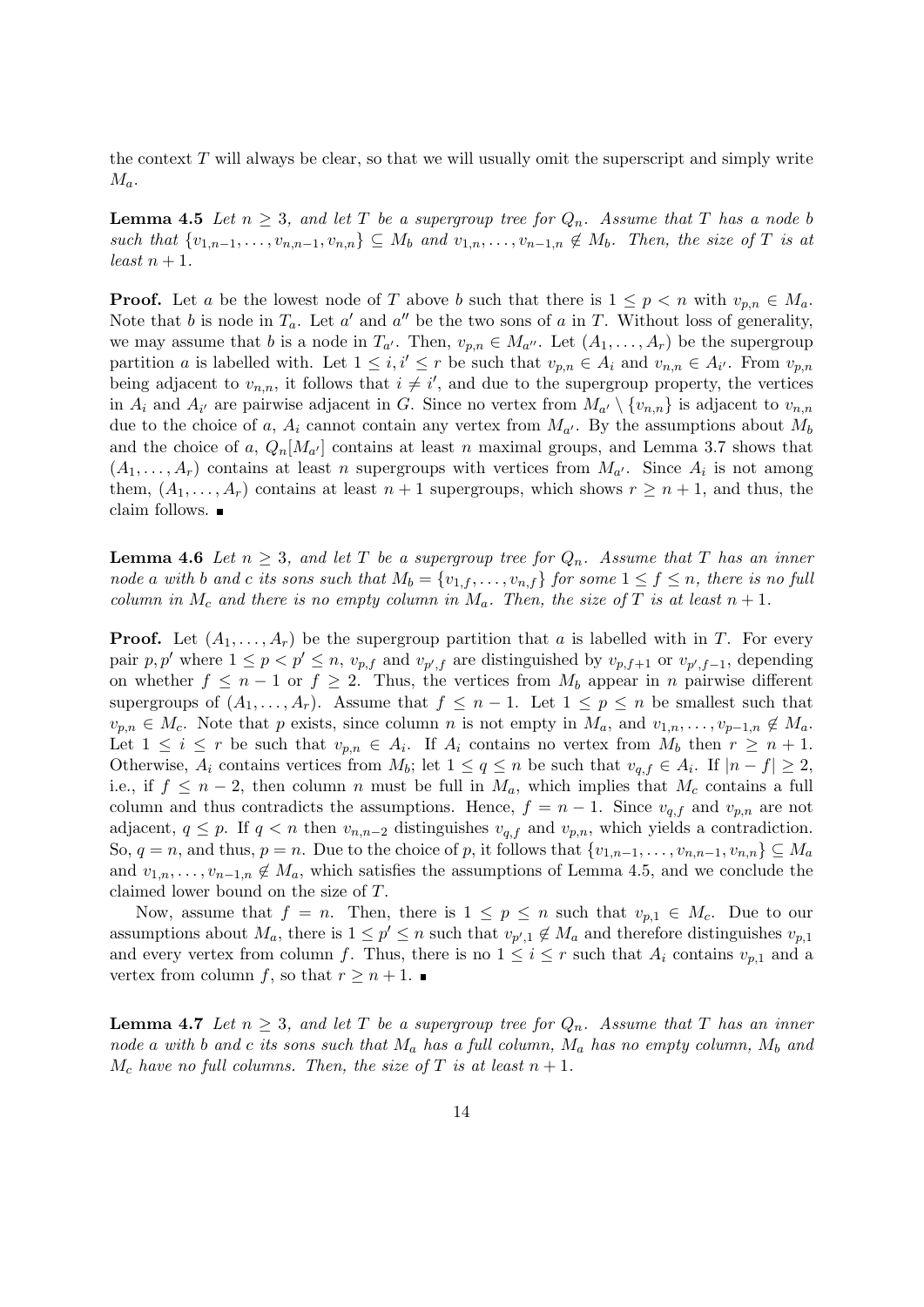the context $T$ will always be clear, so that we will usually omit the superscript and simply write $M_a$.

**Lemma 4.5** *Let $n \geq 3$, and let $T$ be a supergroup tree for $Q_n$. Assume that $T$ has a node $b$ such that $\{v_{1,n-1}, \ldots, v_{n,n-1}, v_{n,n}\} \subseteq M_b$ and $v_{1,n}, \ldots, v_{n-1,n} \notin M_b$. Then, the size of $T$ is at least $n+1$.*

**Proof.** Let $a$ be the lowest node of $T$ above $b$ such that there is $1 \leq p < n$ with $v_{p,n} \in M_a$. Note that $b$ is node in $T_a$. Let $a'$ and $a''$ be the two sons of $a$ in $T$. Without loss of generality, we may assume that $b$ is a node in $T_{a'}$. Then, $v_{p,n} \in M_{a''}$. Let $(A_1, \ldots, A_r)$ be the supergroup partition $a$ is labelled with. Let $1 \leq i, i' \leq r$ be such that $v_{p,n} \in A_i$ and $v_{n,n} \in A_{i'}$. From $v_{p,n}$ being adjacent to $v_{n,n}$, it follows that $i \neq i'$, and due to the supergroup property, the vertices in $A_i$ and $A_{i'}$ are pairwise adjacent in $G$. Since no vertex from $M_{a'} \setminus \{v_{n,n}\}$ is adjacent to $v_{n,n}$ due to the choice of $a$, $A_i$ cannot contain any vertex from $M_{a'}$. By the assumptions about $M_b$ and the choice of $a$, $Q_n[M_{a'}]$ contains at least $n$ maximal groups, and Lemma 3.7 shows that $(A_1, \ldots, A_r)$ contains at least $n$ supergroups with vertices from $M_{a'}$. Since $A_i$ is not among them, $(A_1, \ldots, A_r)$ contains at least $n+1$ supergroups, which shows $r \geq n+1$, and thus, the claim follows. ∎

**Lemma 4.6** *Let $n \geq 3$, and let $T$ be a supergroup tree for $Q_n$. Assume that $T$ has an inner node $a$ with $b$ and $c$ its sons such that $M_b = \{v_{1,f}, \ldots, v_{n,f}\}$ for some $1 \leq f \leq n$, there is no full column in $M_c$ and there is no empty column in $M_a$. Then, the size of $T$ is at least $n+1$.*

**Proof.** Let $(A_1, \ldots, A_r)$ be the supergroup partition that $a$ is labelled with in $T$. For every pair $p, p'$ where $1 \leq p < p' \leq n$, $v_{p,f}$ and $v_{p',f}$ are distinguished by $v_{p,f+1}$ or $v_{p',f-1}$, depending on whether $f \leq n-1$ or $f \geq 2$. Thus, the vertices from $M_b$ appear in $n$ pairwise different supergroups of $(A_1, \ldots, A_r)$. Assume that $f \leq n-1$. Let $1 \leq p \leq n$ be smallest such that $v_{p,n} \in M_c$. Note that $p$ exists, since column $n$ is not empty in $M_a$, and $v_{1,n}, \ldots, v_{p-1,n} \notin M_a$. Let $1 \leq i \leq r$ be such that $v_{p,n} \in A_i$. If $A_i$ contains no vertex from $M_b$ then $r \geq n+1$. Otherwise, $A_i$ contains vertices from $M_b$; let $1 \leq q \leq n$ be such that $v_{q,f} \in A_i$. If $|n-f| \geq 2$, i.e., if $f \leq n-2$, then column $n$ must be full in $M_a$, which implies that $M_c$ contains a full column and thus contradicts the assumptions. Hence, $f = n-1$. Since $v_{q,f}$ and $v_{p,n}$ are not adjacent, $q \leq p$. If $q < n$ then $v_{n,n-2}$ distinguishes $v_{q,f}$ and $v_{p,n}$, which yields a contradiction. So, $q = n$, and thus, $p = n$. Due to the choice of $p$, it follows that $\{v_{1,n-1}, \ldots, v_{n,n-1}, v_{n,n}\} \subseteq M_a$ and $v_{1,n}, \ldots, v_{n-1,n} \notin M_a$, which satisfies the assumptions of Lemma 4.5, and we conclude the claimed lower bound on the size of $T$.

Now, assume that $f = n$. Then, there is $1 \leq p \leq n$ such that $v_{p,1} \in M_c$. Due to our assumptions about $M_a$, there is $1 \leq p' \leq n$ such that $v_{p',1} \notin M_a$ and therefore distinguishes $v_{p,1}$ and every vertex from column $f$. Thus, there is no $1 \leq i \leq r$ such that $A_i$ contains $v_{p,1}$ and a vertex from column $f$, so that $r \geq n+1$. ∎

**Lemma 4.7** *Let $n \geq 3$, and let $T$ be a supergroup tree for $Q_n$. Assume that $T$ has an inner node $a$ with $b$ and $c$ its sons such that $M_a$ has a full column, $M_a$ has no empty column, $M_b$ and $M_c$ have no full columns. Then, the size of $T$ is at least $n+1$.*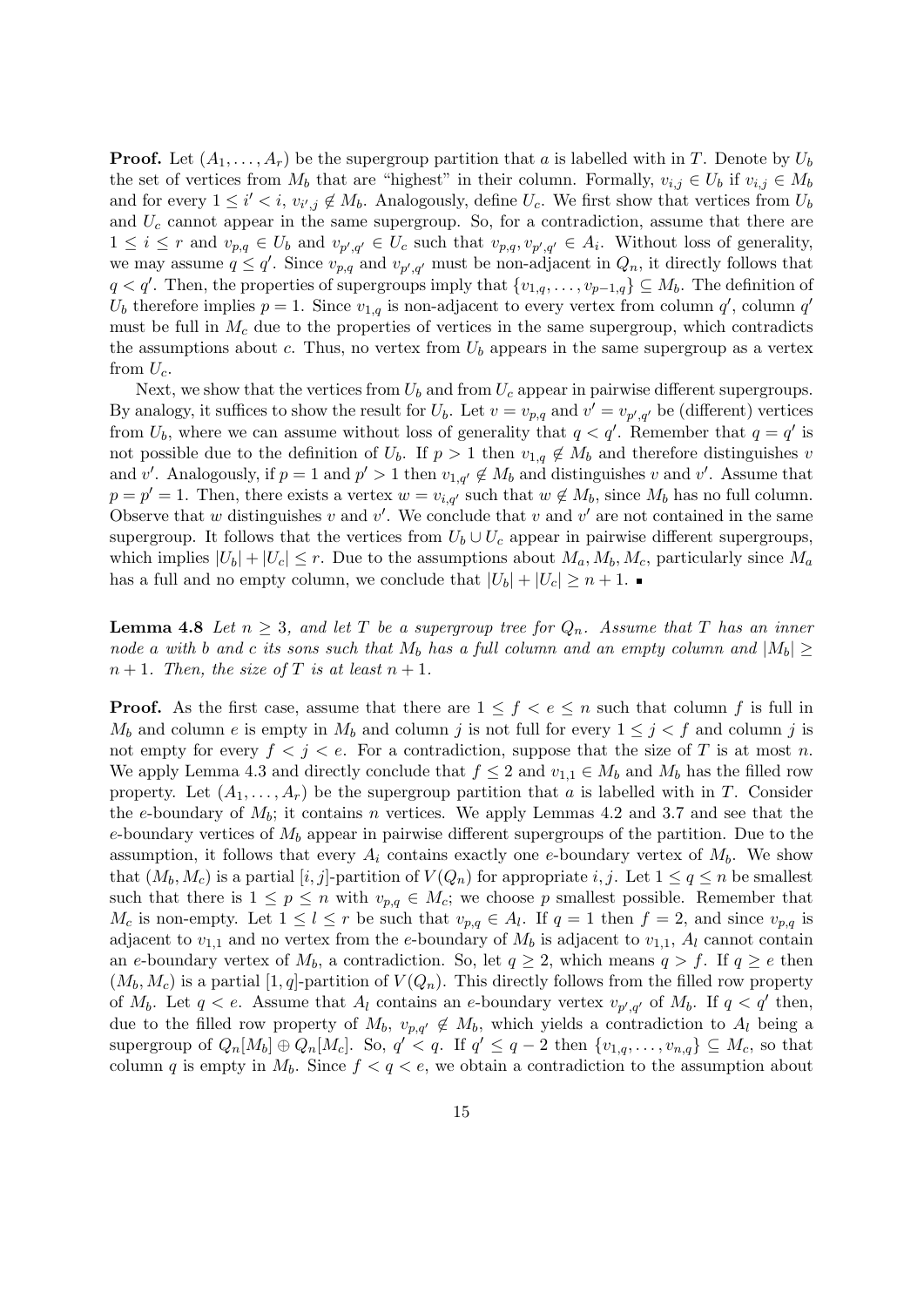**Proof.** Let $(A_1, \ldots, A_r)$ be the supergroup partition that $a$ is labelled with in $T$. Denote by $U_b$ the set of vertices from $M_b$ that are "highest" in their column. Formally, $v_{i,j} \in U_b$ if $v_{i,j} \in M_b$ and for every $1 \leq i' < i$, $v_{i',j} \notin M_b$. Analogously, define $U_c$. We first show that vertices from $U_b$ and $U_c$ cannot appear in the same supergroup. So, for a contradiction, assume that there are $1 \leq i \leq r$ and $v_{p,q} \in U_b$ and $v_{p',q'} \in U_c$ such that $v_{p,q}, v_{p',q'} \in A_i$. Without loss of generality, we may assume $q \leq q'$. Since $v_{p,q}$ and $v_{p',q'}$ must be non-adjacent in $Q_n$, it directly follows that $q < q'$. Then, the properties of supergroups imply that $\{v_{1,q}, \ldots, v_{p-1,q}\} \subseteq M_b$. The definition of $U_b$ therefore implies $p = 1$. Since $v_{1,q}$ is non-adjacent to every vertex from column $q'$, column $q'$ must be full in $M_c$ due to the properties of vertices in the same supergroup, which contradicts the assumptions about $c$. Thus, no vertex from $U_b$ appears in the same supergroup as a vertex from $U_c$.

Next, we show that the vertices from $U_b$ and from $U_c$ appear in pairwise different supergroups. By analogy, it suffices to show the result for $U_b$. Let $v = v_{p,q}$ and $v' = v_{p',q'}$ be (different) vertices from $U_b$, where we can assume without loss of generality that $q < q'$. Remember that $q = q'$ is not possible due to the definition of $U_b$. If $p > 1$ then $v_{1,q} \notin M_b$ and therefore distinguishes $v$ and $v'$. Analogously, if $p = 1$ and $p' > 1$ then $v_{1,q'} \notin M_b$ and distinguishes $v$ and $v'$. Assume that $p = p' = 1$. Then, there exists a vertex $w = v_{i,q'}$ such that $w \notin M_b$, since $M_b$ has no full column. Observe that $w$ distinguishes $v$ and $v'$. We conclude that $v$ and $v'$ are not contained in the same supergroup. It follows that the vertices from $U_b \cup U_c$ appear in pairwise different supergroups, which implies $|U_b| + |U_c| \leq r$. Due to the assumptions about $M_a, M_b, M_c$, particularly since $M_a$ has a full and no empty column, we conclude that $|U_b| + |U_c| \geq n + 1$. ∎

**Lemma 4.8** *Let $n \geq 3$, and let $T$ be a supergroup tree for $Q_n$. Assume that $T$ has an inner node $a$ with $b$ and $c$ its sons such that $M_b$ has a full column and an empty column and $|M_b| \geq n + 1$. Then, the size of $T$ is at least $n + 1$.*

**Proof.** As the first case, assume that there are $1 \leq f < e \leq n$ such that column $f$ is full in $M_b$ and column $e$ is empty in $M_b$ and column $j$ is not full for every $1 \leq j < f$ and column $j$ is not empty for every $f < j < e$. For a contradiction, suppose that the size of $T$ is at most $n$. We apply Lemma 4.3 and directly conclude that $f \leq 2$ and $v_{1,1} \in M_b$ and $M_b$ has the filled row property. Let $(A_1, \ldots, A_r)$ be the supergroup partition that $a$ is labelled with in $T$. Consider the $e$-boundary of $M_b$; it contains $n$ vertices. We apply Lemmas 4.2 and 3.7 and see that the $e$-boundary vertices of $M_b$ appear in pairwise different supergroups of the partition. Due to the assumption, it follows that every $A_i$ contains exactly one $e$-boundary vertex of $M_b$. We show that $(M_b, M_c)$ is a partial $[i,j]$-partition of $V(Q_n)$ for appropriate $i, j$. Let $1 \leq q \leq n$ be smallest such that there is $1 \leq p \leq n$ with $v_{p,q} \in M_c$; we choose $p$ smallest possible. Remember that $M_c$ is non-empty. Let $1 \leq l \leq r$ be such that $v_{p,q} \in A_l$. If $q = 1$ then $f = 2$, and since $v_{p,q}$ is adjacent to $v_{1,1}$ and no vertex from the $e$-boundary of $M_b$ is adjacent to $v_{1,1}$, $A_l$ cannot contain an $e$-boundary vertex of $M_b$, a contradiction. So, let $q \geq 2$, which means $q > f$. If $q \geq e$ then $(M_b, M_c)$ is a partial $[1,q]$-partition of $V(Q_n)$. This directly follows from the filled row property of $M_b$. Let $q < e$. Assume that $A_l$ contains an $e$-boundary vertex $v_{p',q'}$ of $M_b$. If $q < q'$ then, due to the filled row property of $M_b$, $v_{p,q'} \notin M_b$, which yields a contradiction to $A_l$ being a supergroup of $Q_n[M_b] \oplus Q_n[M_c]$. So, $q' < q$. If $q' \leq q - 2$ then $\{v_{1,q}, \ldots, v_{n,q}\} \subseteq M_c$, so that column $q$ is empty in $M_b$. Since $f < q < e$, we obtain a contradiction to the assumption about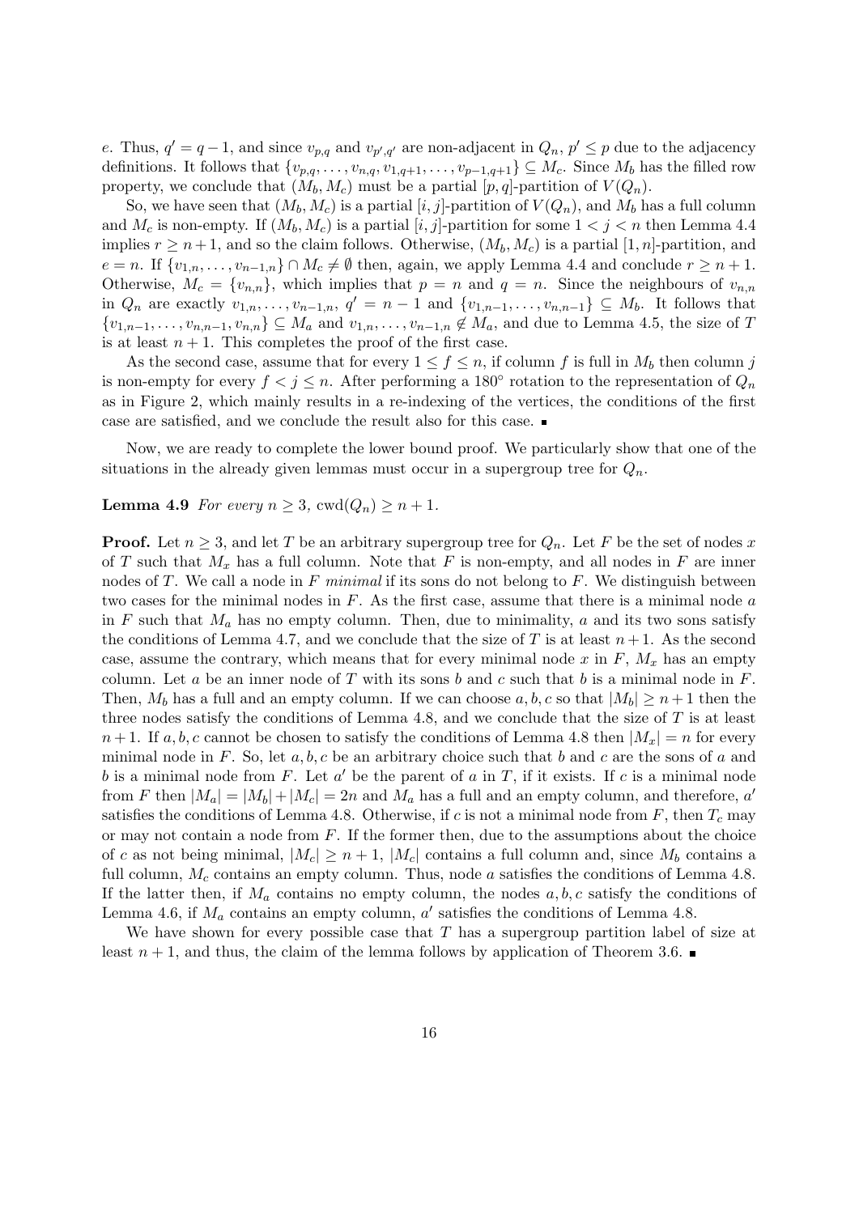$e$. Thus, $q' = q-1$, and since $v_{p,q}$ and $v_{p',q'}$ are non-adjacent in $Q_n$, $p' \leq p$ due to the adjacency definitions. It follows that $\{v_{p,q}, \ldots, v_{n,q}, v_{1,q+1}, \ldots, v_{p-1,q+1}\} \subseteq M_c$. Since $M_b$ has the filled row property, we conclude that $(M_b, M_c)$ must be a partial $[p,q]$-partition of $V(Q_n)$.

So, we have seen that $(M_b, M_c)$ is a partial $[i,j]$-partition of $V(Q_n)$, and $M_b$ has a full column and $M_c$ is non-empty. If $(M_b, M_c)$ is a partial $[i,j]$-partition for some $1 < j < n$ then Lemma 4.4 implies $r \geq n+1$, and so the claim follows. Otherwise, $(M_b, M_c)$ is a partial $[1,n]$-partition, and $e = n$. If $\{v_{1,n}, \ldots, v_{n-1,n}\} \cap M_c \neq \emptyset$ then, again, we apply Lemma 4.4 and conclude $r \geq n+1$. Otherwise, $M_c = \{v_{n,n}\}$, which implies that $p = n$ and $q = n$. Since the neighbours of $v_{n,n}$ in $Q_n$ are exactly $v_{1,n}, \ldots, v_{n-1,n}$, $q' = n-1$ and $\{v_{1,n-1}, \ldots, v_{n,n-1}\} \subseteq M_b$. It follows that $\{v_{1,n-1}, \ldots, v_{n,n-1}, v_{n,n}\} \subseteq M_a$ and $v_{1,n}, \ldots, v_{n-1,n} \notin M_a$, and due to Lemma 4.5, the size of $T$ is at least $n+1$. This completes the proof of the first case.

As the second case, assume that for every $1 \leq f \leq n$, if column $f$ is full in $M_b$ then column $j$ is non-empty for every $f < j \leq n$. After performing a $180^\circ$ rotation to the representation of $Q_n$ as in Figure 2, which mainly results in a re-indexing of the vertices, the conditions of the first case are satisfied, and we conclude the result also for this case. ∎

Now, we are ready to complete the lower bound proof. We particularly show that one of the situations in the already given lemmas must occur in a supergroup tree for $Q_n$.

**Lemma 4.9** *For every $n \geq 3$, $\mathrm{cwd}(Q_n) \geq n+1$.*

**Proof.** Let $n \geq 3$, and let $T$ be an arbitrary supergroup tree for $Q_n$. Let $F$ be the set of nodes $x$ of $T$ such that $M_x$ has a full column. Note that $F$ is non-empty, and all nodes in $F$ are inner nodes of $T$. We call a node in $F$ *minimal* if its sons do not belong to $F$. We distinguish between two cases for the minimal nodes in $F$. As the first case, assume that there is a minimal node $a$ in $F$ such that $M_a$ has no empty column. Then, due to minimality, $a$ and its two sons satisfy the conditions of Lemma 4.7, and we conclude that the size of $T$ is at least $n+1$. As the second case, assume the contrary, which means that for every minimal node $x$ in $F$, $M_x$ has an empty column. Let $a$ be an inner node of $T$ with its sons $b$ and $c$ such that $b$ is a minimal node in $F$. Then, $M_b$ has a full and an empty column. If we can choose $a, b, c$ so that $|M_b| \geq n+1$ then the three nodes satisfy the conditions of Lemma 4.8, and we conclude that the size of $T$ is at least $n+1$. If $a, b, c$ cannot be chosen to satisfy the conditions of Lemma 4.8 then $|M_x| = n$ for every minimal node in $F$. So, let $a, b, c$ be an arbitrary choice such that $b$ and $c$ are the sons of $a$ and $b$ is a minimal node from $F$. Let $a'$ be the parent of $a$ in $T$, if it exists. If $c$ is a minimal node from $F$ then $|M_a| = |M_b| + |M_c| = 2n$ and $M_a$ has a full and an empty column, and therefore, $a'$ satisfies the conditions of Lemma 4.8. Otherwise, if $c$ is not a minimal node from $F$, then $T_c$ may or may not contain a node from $F$. If the former then, due to the assumptions about the choice of $c$ as not being minimal, $|M_c| \geq n+1$, $|M_c|$ contains a full column and, since $M_b$ contains a full column, $M_c$ contains an empty column. Thus, node $a$ satisfies the conditions of Lemma 4.8. If the latter then, if $M_a$ contains no empty column, the nodes $a, b, c$ satisfy the conditions of Lemma 4.6, if $M_a$ contains an empty column, $a'$ satisfies the conditions of Lemma 4.8.

We have shown for every possible case that $T$ has a supergroup partition label of size at least $n+1$, and thus, the claim of the lemma follows by application of Theorem 3.6. ∎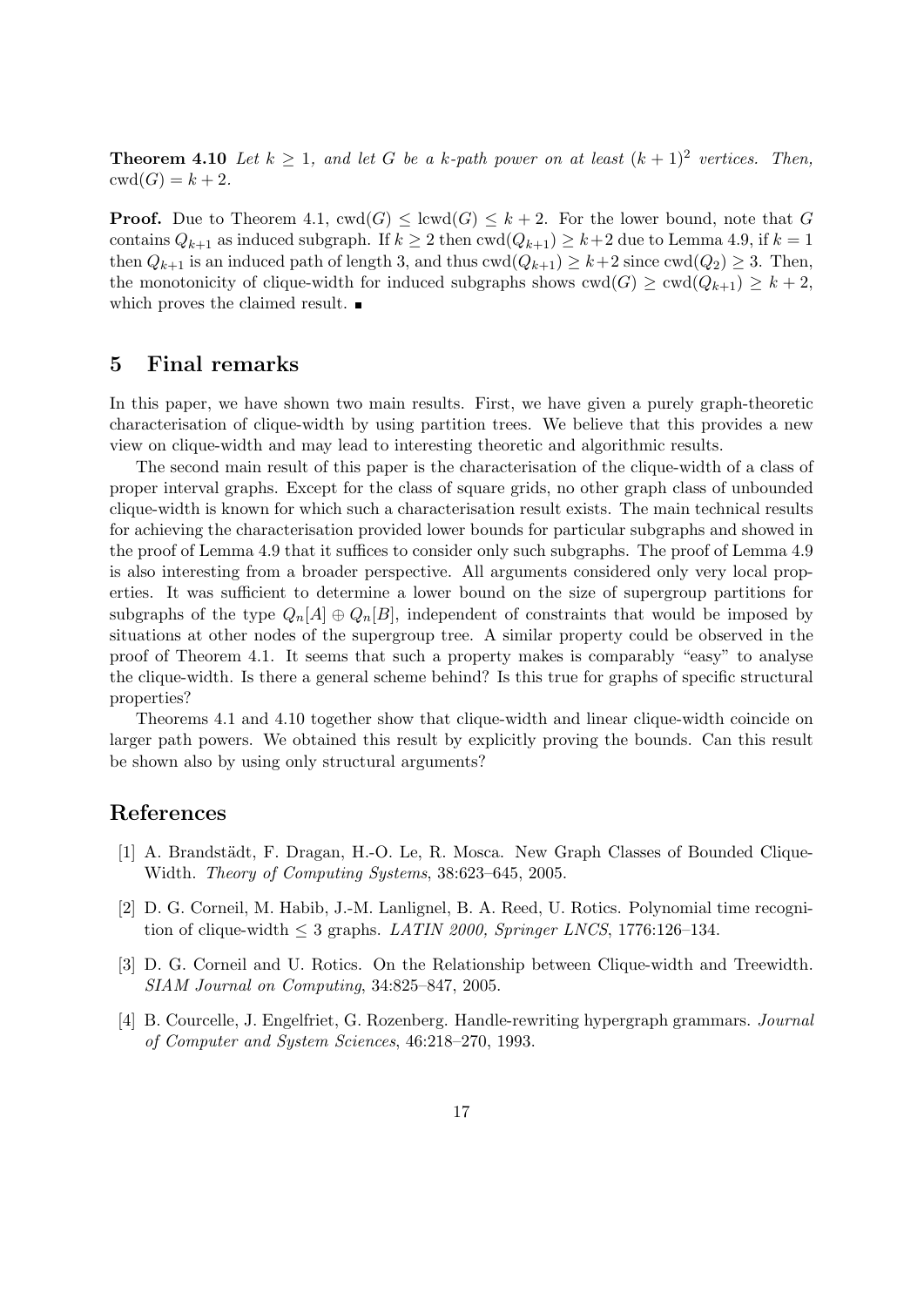**Theorem 4.10** *Let $k \geq 1$, and let $G$ be a $k$-path power on at least $(k+1)^2$ vertices. Then, $\mathrm{cwd}(G) = k+2$.*

**Proof.** Due to Theorem 4.1, $\mathrm{cwd}(G) \leq \mathrm{lcwd}(G) \leq k+2$. For the lower bound, note that $G$ contains $Q_{k+1}$ as induced subgraph. If $k \geq 2$ then $\mathrm{cwd}(Q_{k+1}) \geq k+2$ due to Lemma 4.9, if $k=1$ then $Q_{k+1}$ is an induced path of length 3, and thus $\mathrm{cwd}(Q_{k+1}) \geq k+2$ since $\mathrm{cwd}(Q_2) \geq 3$. Then, the monotonicity of clique-width for induced subgraphs shows $\mathrm{cwd}(G) \geq \mathrm{cwd}(Q_{k+1}) \geq k+2$, which proves the claimed result. ∎

## 5 Final remarks

In this paper, we have shown two main results. First, we have given a purely graph-theoretic characterisation of clique-width by using partition trees. We believe that this provides a new view on clique-width and may lead to interesting theoretic and algorithmic results.

The second main result of this paper is the characterisation of the clique-width of a class of proper interval graphs. Except for the class of square grids, no other graph class of unbounded clique-width is known for which such a characterisation result exists. The main technical results for achieving the characterisation provided lower bounds for particular subgraphs and showed in the proof of Lemma 4.9 that it suffices to consider only such subgraphs. The proof of Lemma 4.9 is also interesting from a broader perspective. All arguments considered only very local properties. It was sufficient to determine a lower bound on the size of supergroup partitions for subgraphs of the type $Q_n[A] \oplus Q_n[B]$, independent of constraints that would be imposed by situations at other nodes of the supergroup tree. A similar property could be observed in the proof of Theorem 4.1. It seems that such a property makes is comparably "easy" to analyse the clique-width. Is there a general scheme behind? Is this true for graphs of specific structural properties?

Theorems 4.1 and 4.10 together show that clique-width and linear clique-width coincide on larger path powers. We obtained this result by explicitly proving the bounds. Can this result be shown also by using only structural arguments?

## References

[1] A. Brandstädt, F. Dragan, H.-O. Le, R. Mosca. New Graph Classes of Bounded Clique-Width. *Theory of Computing Systems*, 38:623–645, 2005.

[2] D. G. Corneil, M. Habib, J.-M. Lanlignel, B. A. Reed, U. Rotics. Polynomial time recognition of clique-width $\leq 3$ graphs. *LATIN 2000, Springer LNCS*, 1776:126–134.

[3] D. G. Corneil and U. Rotics. On the Relationship between Clique-width and Treewidth. *SIAM Journal on Computing*, 34:825–847, 2005.

[4] B. Courcelle, J. Engelfriet, G. Rozenberg. Handle-rewriting hypergraph grammars. *Journal of Computer and System Sciences*, 46:218–270, 1993.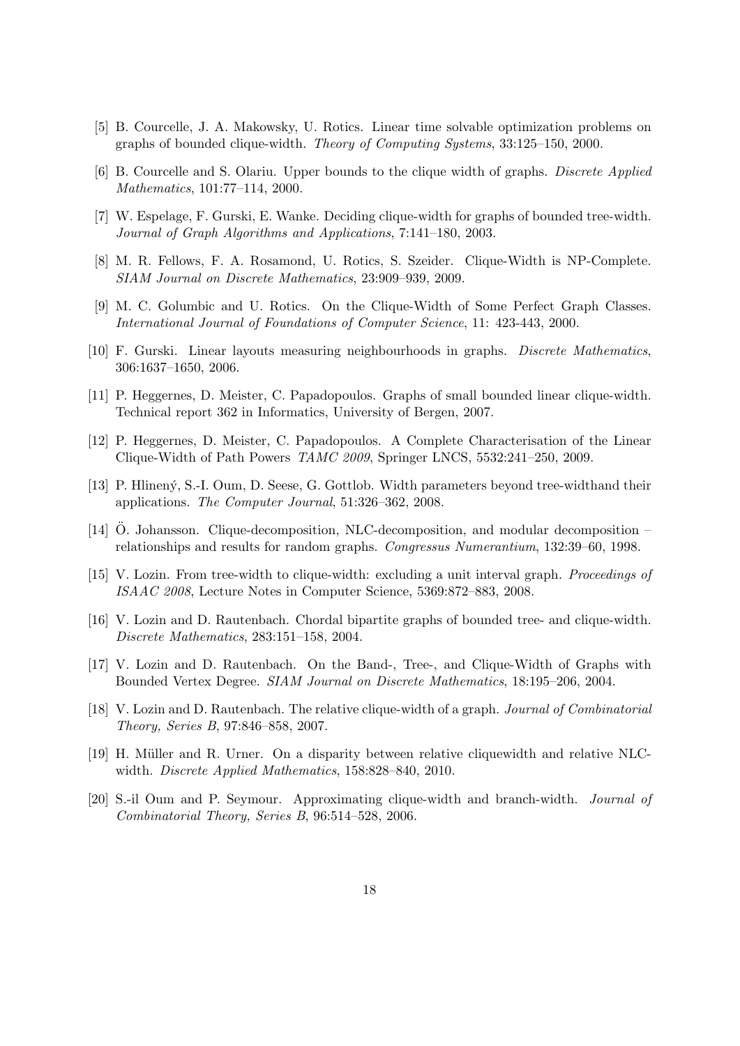[5] B. Courcelle, J. A. Makowsky, U. Rotics. Linear time solvable optimization problems on graphs of bounded clique-width. *Theory of Computing Systems*, 33:125–150, 2000.

[6] B. Courcelle and S. Olariu. Upper bounds to the clique width of graphs. *Discrete Applied Mathematics*, 101:77–114, 2000.

[7] W. Espelage, F. Gurski, E. Wanke. Deciding clique-width for graphs of bounded tree-width. *Journal of Graph Algorithms and Applications*, 7:141–180, 2003.

[8] M. R. Fellows, F. A. Rosamond, U. Rotics, S. Szeider. Clique-Width is NP-Complete. *SIAM Journal on Discrete Mathematics*, 23:909–939, 2009.

[9] M. C. Golumbic and U. Rotics. On the Clique-Width of Some Perfect Graph Classes. *International Journal of Foundations of Computer Science*, 11: 423-443, 2000.

[10] F. Gurski. Linear layouts measuring neighbourhoods in graphs. *Discrete Mathematics*, 306:1637–1650, 2006.

[11] P. Heggernes, D. Meister, C. Papadopoulos. Graphs of small bounded linear clique-width. Technical report 362 in Informatics, University of Bergen, 2007.

[12] P. Heggernes, D. Meister, C. Papadopoulos. A Complete Characterisation of the Linear Clique-Width of Path Powers *TAMC 2009*, Springer LNCS, 5532:241–250, 2009.

[13] P. Hliněný, S.-I. Oum, D. Seese, G. Gottlob. Width parameters beyond tree-widthand their applications. *The Computer Journal*, 51:326–362, 2008.

[14] Ö. Johansson. Clique-decomposition, NLC-decomposition, and modular decomposition – relationships and results for random graphs. *Congressus Numerantium*, 132:39–60, 1998.

[15] V. Lozin. From tree-width to clique-width: excluding a unit interval graph. *Proceedings of ISAAC 2008*, Lecture Notes in Computer Science, 5369:872–883, 2008.

[16] V. Lozin and D. Rautenbach. Chordal bipartite graphs of bounded tree- and clique-width. *Discrete Mathematics*, 283:151–158, 2004.

[17] V. Lozin and D. Rautenbach. On the Band-, Tree-, and Clique-Width of Graphs with Bounded Vertex Degree. *SIAM Journal on Discrete Mathematics*, 18:195–206, 2004.

[18] V. Lozin and D. Rautenbach. The relative clique-width of a graph. *Journal of Combinatorial Theory, Series B*, 97:846–858, 2007.

[19] H. Müller and R. Urner. On a disparity between relative cliquewidth and relative NLC-width. *Discrete Applied Mathematics*, 158:828–840, 2010.

[20] S.-il Oum and P. Seymour. Approximating clique-width and branch-width. *Journal of Combinatorial Theory, Series B*, 96:514–528, 2006.